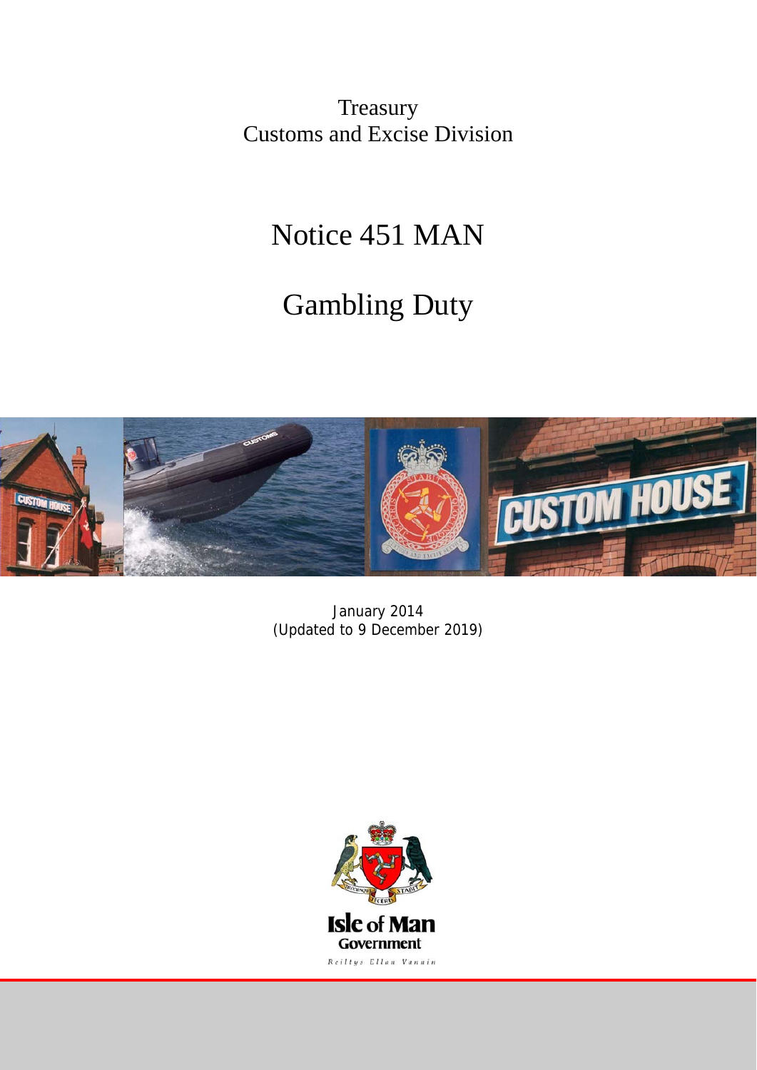Treasury
Customs and Excise Division

# Notice 451 MAN

# Gambling Duty

January 2014
(Updated to 9 December 2019)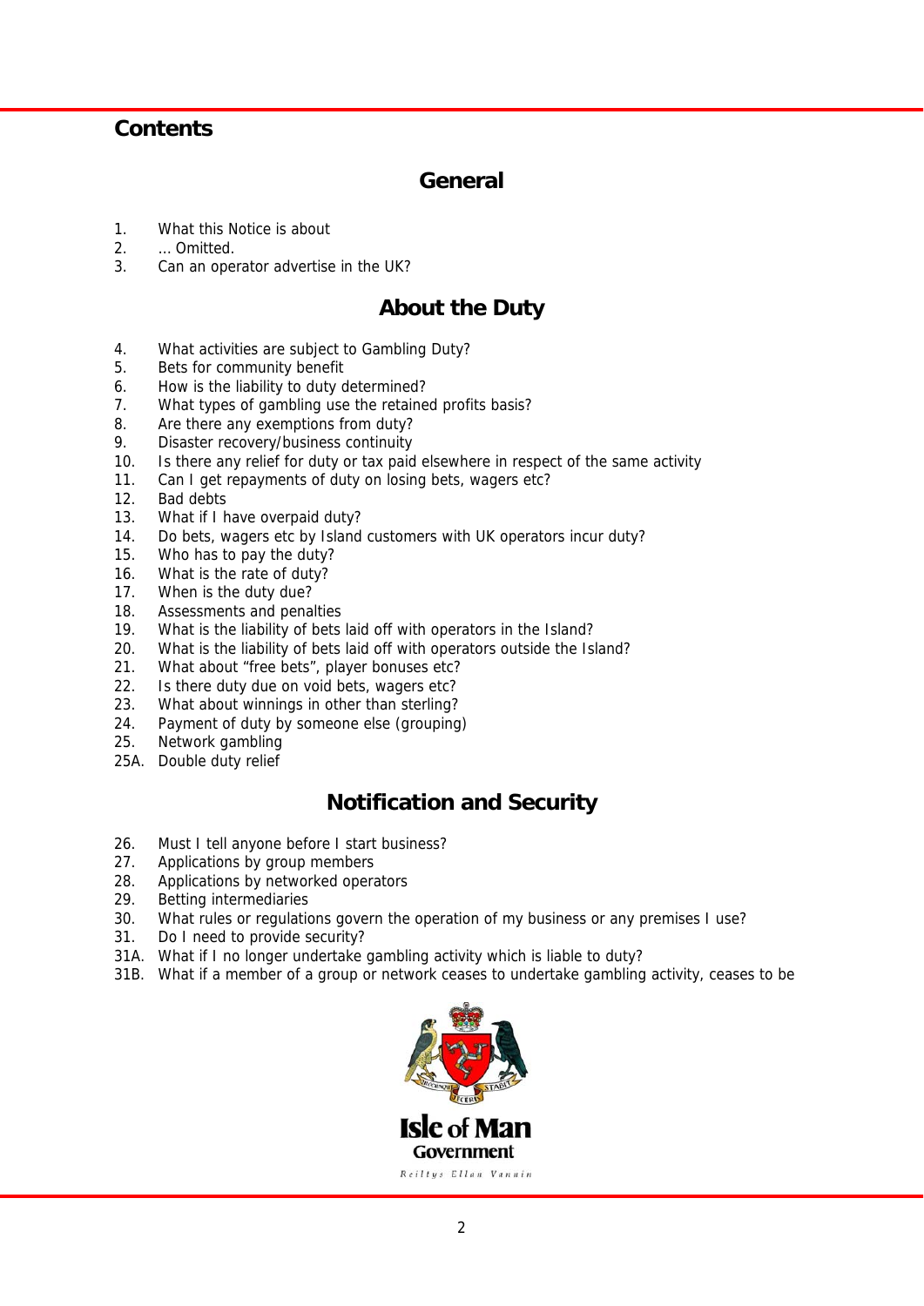## Contents

### General

1. What this Notice is about
2. … Omitted.
3. Can an operator advertise in the UK?

### About the Duty

4. What activities are subject to Gambling Duty?
5. Bets for community benefit
6. How is the liability to duty determined?
7. What types of gambling use the retained profits basis?
8. Are there any exemptions from duty?
9. Disaster recovery/business continuity
10. Is there any relief for duty or tax paid elsewhere in respect of the same activity
11. Can I get repayments of duty on losing bets, wagers etc?
12. Bad debts
13. What if I have overpaid duty?
14. Do bets, wagers etc by Island customers with UK operators incur duty?
15. Who has to pay the duty?
16. What is the rate of duty?
17. When is the duty due?
18. Assessments and penalties
19. What is the liability of bets laid off with operators in the Island?
20. What is the liability of bets laid off with operators outside the Island?
21. What about "free bets", player bonuses etc?
22. Is there duty due on void bets, wagers etc?
23. What about winnings in other than sterling?
24. Payment of duty by someone else (grouping)
25. Network gambling

25A. Double duty relief

### Notification and Security

26. Must I tell anyone before I start business?
27. Applications by group members
28. Applications by networked operators
29. Betting intermediaries
30. What rules or regulations govern the operation of my business or any premises I use?
31. Do I need to provide security?

31A. What if I no longer undertake gambling activity which is liable to duty?

31B. What if a member of a group or network ceases to undertake gambling activity, ceases to be

Isle of Man Government

Reiltys Ellan Vannin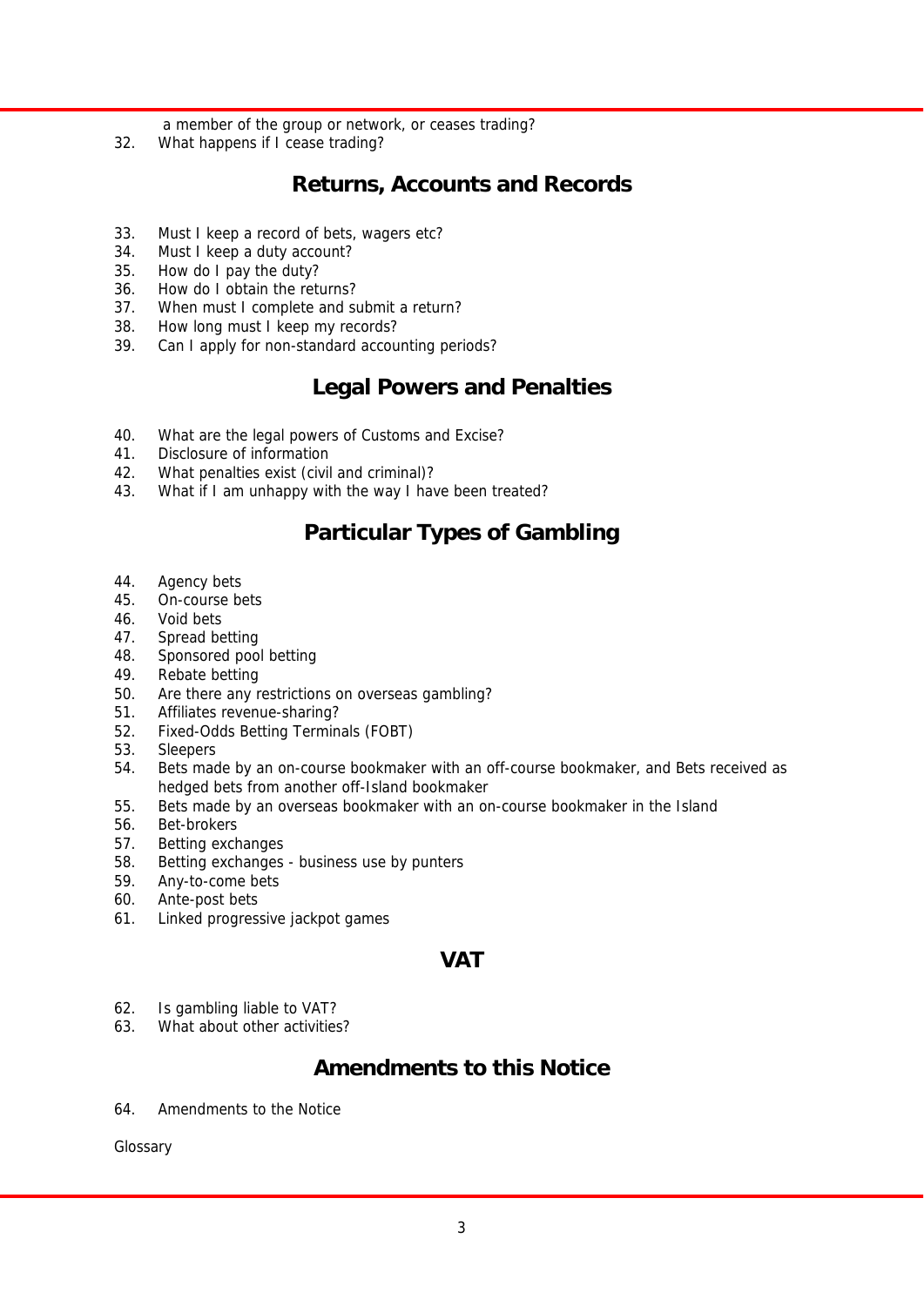a member of the group or network, or ceases trading?

32. What happens if I cease trading?

## Returns, Accounts and Records

33. Must I keep a record of bets, wagers etc?
34. Must I keep a duty account?
35. How do I pay the duty?
36. How do I obtain the returns?
37. When must I complete and submit a return?
38. How long must I keep my records?
39. Can I apply for non-standard accounting periods?

## Legal Powers and Penalties

40. What are the legal powers of Customs and Excise?
41. Disclosure of information
42. What penalties exist (civil and criminal)?
43. What if I am unhappy with the way I have been treated?

## Particular Types of Gambling

44. Agency bets
45. On-course bets
46. Void bets
47. Spread betting
48. Sponsored pool betting
49. Rebate betting
50. Are there any restrictions on overseas gambling?
51. Affiliates revenue-sharing?
52. Fixed-Odds Betting Terminals (FOBT)
53. Sleepers
54. Bets made by an on-course bookmaker with an off-course bookmaker, and Bets received as hedged bets from another off-Island bookmaker
55. Bets made by an overseas bookmaker with an on-course bookmaker in the Island
56. Bet-brokers
57. Betting exchanges
58. Betting exchanges - business use by punters
59. Any-to-come bets
60. Ante-post bets
61. Linked progressive jackpot games

## VAT

62. Is gambling liable to VAT?
63. What about other activities?

## Amendments to this Notice

64. Amendments to the Notice

Glossary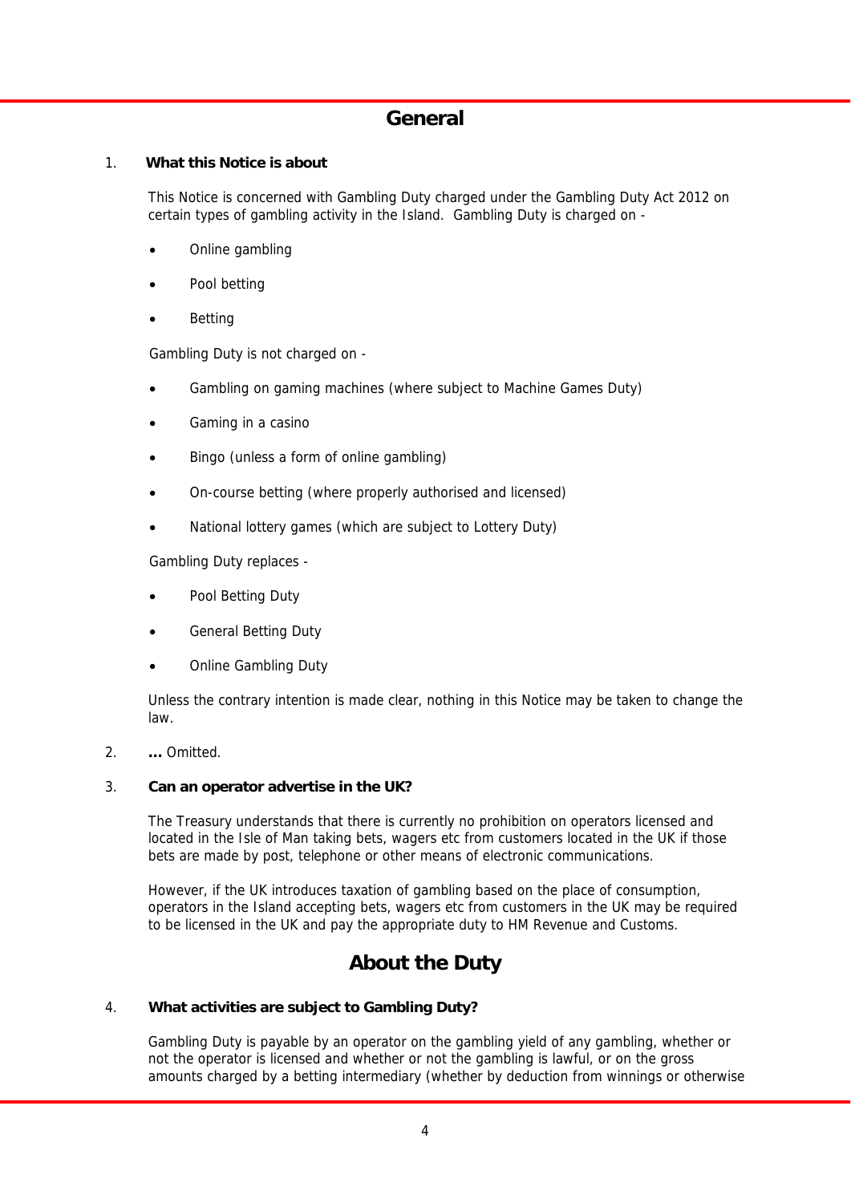## General

1. **What this Notice is about**

   This Notice is concerned with Gambling Duty charged under the Gambling Duty Act 2012 on certain types of gambling activity in the Island. Gambling Duty is charged on -

   - Online gambling
   - Pool betting
   - Betting

   Gambling Duty is not charged on -

   - Gambling on gaming machines (where subject to Machine Games Duty)
   - Gaming in a casino
   - Bingo (unless a form of online gambling)
   - On-course betting (where properly authorised and licensed)
   - National lottery games (which are subject to Lottery Duty)

   Gambling Duty replaces -

   - Pool Betting Duty
   - General Betting Duty
   - Online Gambling Duty

   Unless the contrary intention is made clear, nothing in this Notice may be taken to change the law.

2. **...** Omitted.

3. **Can an operator advertise in the UK?**

   The Treasury understands that there is currently no prohibition on operators licensed and located in the Isle of Man taking bets, wagers etc from customers located in the UK if those bets are made by post, telephone or other means of electronic communications.

   However, if the UK introduces taxation of gambling based on the place of consumption, operators in the Island accepting bets, wagers etc from customers in the UK may be required to be licensed in the UK and pay the appropriate duty to HM Revenue and Customs.

## About the Duty

4. **What activities are subject to Gambling Duty?**

   Gambling Duty is payable by an operator on the gambling yield of any gambling, whether or not the operator is licensed and whether or not the gambling is lawful, or on the gross amounts charged by a betting intermediary (whether by deduction from winnings or otherwise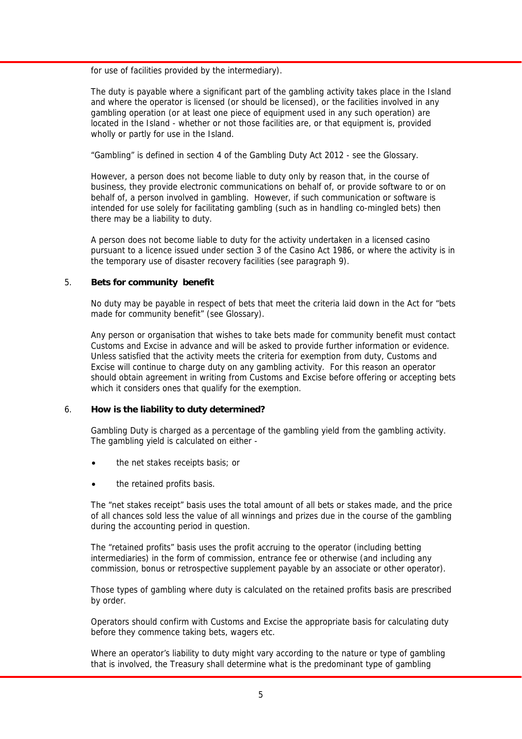for use of facilities provided by the intermediary).

The duty is payable where a significant part of the gambling activity takes place in the Island and where the operator is licensed (or should be licensed), or the facilities involved in any gambling operation (or at least one piece of equipment used in any such operation) are located in the Island - whether or not those facilities are, or that equipment is, provided wholly or partly for use in the Island.

"Gambling" is defined in section 4 of the Gambling Duty Act 2012 - see the Glossary.

However, a person does not become liable to duty only by reason that, in the course of business, they provide electronic communications on behalf of, or provide software to or on behalf of, a person involved in gambling. However, if such communication or software is intended for use solely for facilitating gambling (such as in handling co-mingled bets) then there may be a liability to duty.

A person does not become liable to duty for the activity undertaken in a licensed casino pursuant to a licence issued under section 3 of the Casino Act 1986, or where the activity is in the temporary use of disaster recovery facilities (see paragraph 9).

## 5. Bets for community benefit

No duty may be payable in respect of bets that meet the criteria laid down in the Act for "bets made for community benefit" (see Glossary).

Any person or organisation that wishes to take bets made for community benefit must contact Customs and Excise in advance and will be asked to provide further information or evidence. Unless satisfied that the activity meets the criteria for exemption from duty, Customs and Excise will continue to charge duty on any gambling activity. For this reason an operator should obtain agreement in writing from Customs and Excise before offering or accepting bets which it considers ones that qualify for the exemption.

## 6. How is the liability to duty determined?

Gambling Duty is charged as a percentage of the gambling yield from the gambling activity. The gambling yield is calculated on either -

- the net stakes receipts basis; or
- the retained profits basis.

The "net stakes receipt" basis uses the total amount of all bets or stakes made, and the price of all chances sold less the value of all winnings and prizes due in the course of the gambling during the accounting period in question.

The "retained profits" basis uses the profit accruing to the operator (including betting intermediaries) in the form of commission, entrance fee or otherwise (and including any commission, bonus or retrospective supplement payable by an associate or other operator).

Those types of gambling where duty is calculated on the retained profits basis are prescribed by order.

Operators should confirm with Customs and Excise the appropriate basis for calculating duty before they commence taking bets, wagers etc.

Where an operator's liability to duty might vary according to the nature or type of gambling that is involved, the Treasury shall determine what is the predominant type of gambling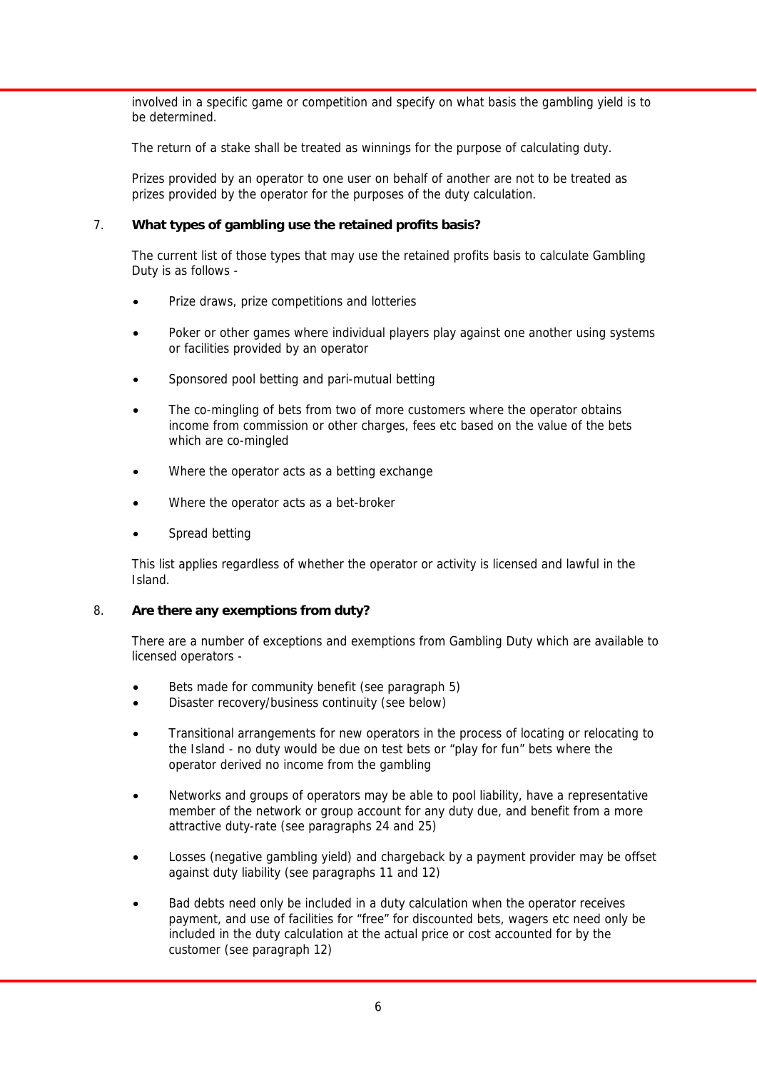involved in a specific game or competition and specify on what basis the gambling yield is to be determined.

The return of a stake shall be treated as winnings for the purpose of calculating duty.

Prizes provided by an operator to one user on behalf of another are not to be treated as prizes provided by the operator for the purposes of the duty calculation.

## 7. What types of gambling use the retained profits basis?

The current list of those types that may use the retained profits basis to calculate Gambling Duty is as follows -

- Prize draws, prize competitions and lotteries
- Poker or other games where individual players play against one another using systems or facilities provided by an operator
- Sponsored pool betting and pari-mutual betting
- The co-mingling of bets from two of more customers where the operator obtains income from commission or other charges, fees etc based on the value of the bets which are co-mingled
- Where the operator acts as a betting exchange
- Where the operator acts as a bet-broker
- Spread betting

This list applies regardless of whether the operator or activity is licensed and lawful in the Island.

## 8. Are there any exemptions from duty?

There are a number of exceptions and exemptions from Gambling Duty which are available to licensed operators -

- Bets made for community benefit (see paragraph 5)
- Disaster recovery/business continuity (see below)
- Transitional arrangements for new operators in the process of locating or relocating to the Island - no duty would be due on test bets or "play for fun" bets where the operator derived no income from the gambling
- Networks and groups of operators may be able to pool liability, have a representative member of the network or group account for any duty due, and benefit from a more attractive duty-rate (see paragraphs 24 and 25)
- Losses (negative gambling yield) and chargeback by a payment provider may be offset against duty liability (see paragraphs 11 and 12)
- Bad debts need only be included in a duty calculation when the operator receives payment, and use of facilities for "free" for discounted bets, wagers etc need only be included in the duty calculation at the actual price or cost accounted for by the customer (see paragraph 12)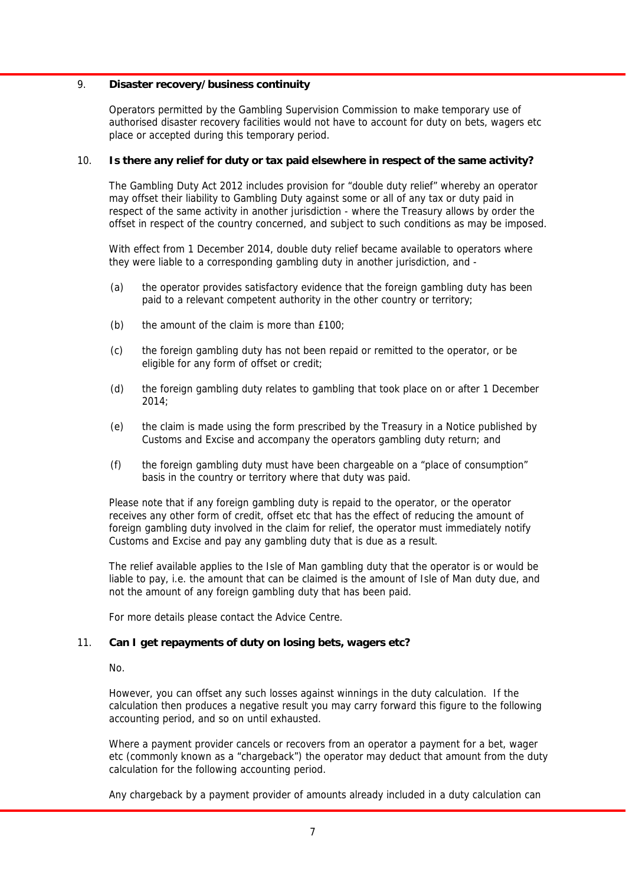## 9. Disaster recovery/business continuity

Operators permitted by the Gambling Supervision Commission to make temporary use of authorised disaster recovery facilities would not have to account for duty on bets, wagers etc place or accepted during this temporary period.

## 10. Is there any relief for duty or tax paid elsewhere in respect of the same activity?

The Gambling Duty Act 2012 includes provision for "double duty relief" whereby an operator may offset their liability to Gambling Duty against some or all of any tax or duty paid in respect of the same activity in another jurisdiction - where the Treasury allows by order the offset in respect of the country concerned, and subject to such conditions as may be imposed.

With effect from 1 December 2014, double duty relief became available to operators where they were liable to a corresponding gambling duty in another jurisdiction, and -

(a) the operator provides satisfactory evidence that the foreign gambling duty has been paid to a relevant competent authority in the other country or territory;

(b) the amount of the claim is more than £100;

(c) the foreign gambling duty has not been repaid or remitted to the operator, or be eligible for any form of offset or credit;

(d) the foreign gambling duty relates to gambling that took place on or after 1 December 2014;

(e) the claim is made using the form prescribed by the Treasury in a Notice published by Customs and Excise and accompany the operators gambling duty return; and

(f) the foreign gambling duty must have been chargeable on a "place of consumption" basis in the country or territory where that duty was paid.

Please note that if any foreign gambling duty is repaid to the operator, or the operator receives any other form of credit, offset etc that has the effect of reducing the amount of foreign gambling duty involved in the claim for relief, the operator must immediately notify Customs and Excise and pay any gambling duty that is due as a result.

The relief available applies to the Isle of Man gambling duty that the operator is or would be liable to pay, i.e. the amount that can be claimed is the amount of Isle of Man duty due, and not the amount of any foreign gambling duty that has been paid.

For more details please contact the Advice Centre.

## 11. Can I get repayments of duty on losing bets, wagers etc?

No.

However, you can offset any such losses against winnings in the duty calculation. If the calculation then produces a negative result you may carry forward this figure to the following accounting period, and so on until exhausted.

Where a payment provider cancels or recovers from an operator a payment for a bet, wager etc (commonly known as a "chargeback") the operator may deduct that amount from the duty calculation for the following accounting period.

Any chargeback by a payment provider of amounts already included in a duty calculation can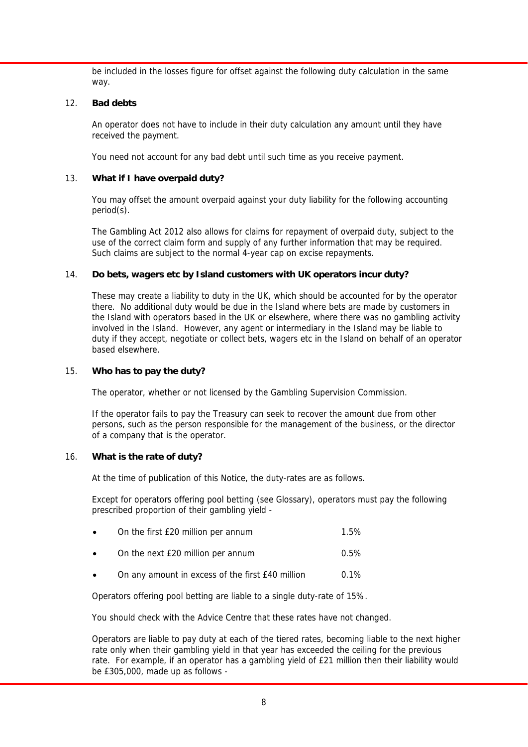be included in the losses figure for offset against the following duty calculation in the same way.

12. **Bad debts**

An operator does not have to include in their duty calculation any amount until they have received the payment.

You need not account for any bad debt until such time as you receive payment.

13. **What if I have overpaid duty?**

You may offset the amount overpaid against your duty liability for the following accounting period(s).

The Gambling Act 2012 also allows for claims for repayment of overpaid duty, subject to the use of the correct claim form and supply of any further information that may be required. Such claims are subject to the normal 4-year cap on excise repayments.

14. **Do bets, wagers etc by Island customers with UK operators incur duty?**

These may create a liability to duty in the UK, which should be accounted for by the operator there. No additional duty would be due in the Island where bets are made by customers in the Island with operators based in the UK or elsewhere, where there was no gambling activity involved in the Island. However, any agent or intermediary in the Island may be liable to duty if they accept, negotiate or collect bets, wagers etc in the Island on behalf of an operator based elsewhere.

15. **Who has to pay the duty?**

The operator, whether or not licensed by the Gambling Supervision Commission.

If the operator fails to pay the Treasury can seek to recover the amount due from other persons, such as the person responsible for the management of the business, or the director of a company that is the operator.

16. **What is the rate of duty?**

At the time of publication of this Notice, the duty-rates are as follows.

Except for operators offering pool betting (see Glossary), operators must pay the following prescribed proportion of their gambling yield -

- On the first £20 million per annum 1.5%
- On the next £20 million per annum 0.5%
- On any amount in excess of the first £40 million 0.1%

Operators offering pool betting are liable to a single duty-rate of 15%.

You should check with the Advice Centre that these rates have not changed.

Operators are liable to pay duty at each of the tiered rates, becoming liable to the next higher rate only when their gambling yield in that year has exceeded the ceiling for the previous rate. For example, if an operator has a gambling yield of £21 million then their liability would be £305,000, made up as follows -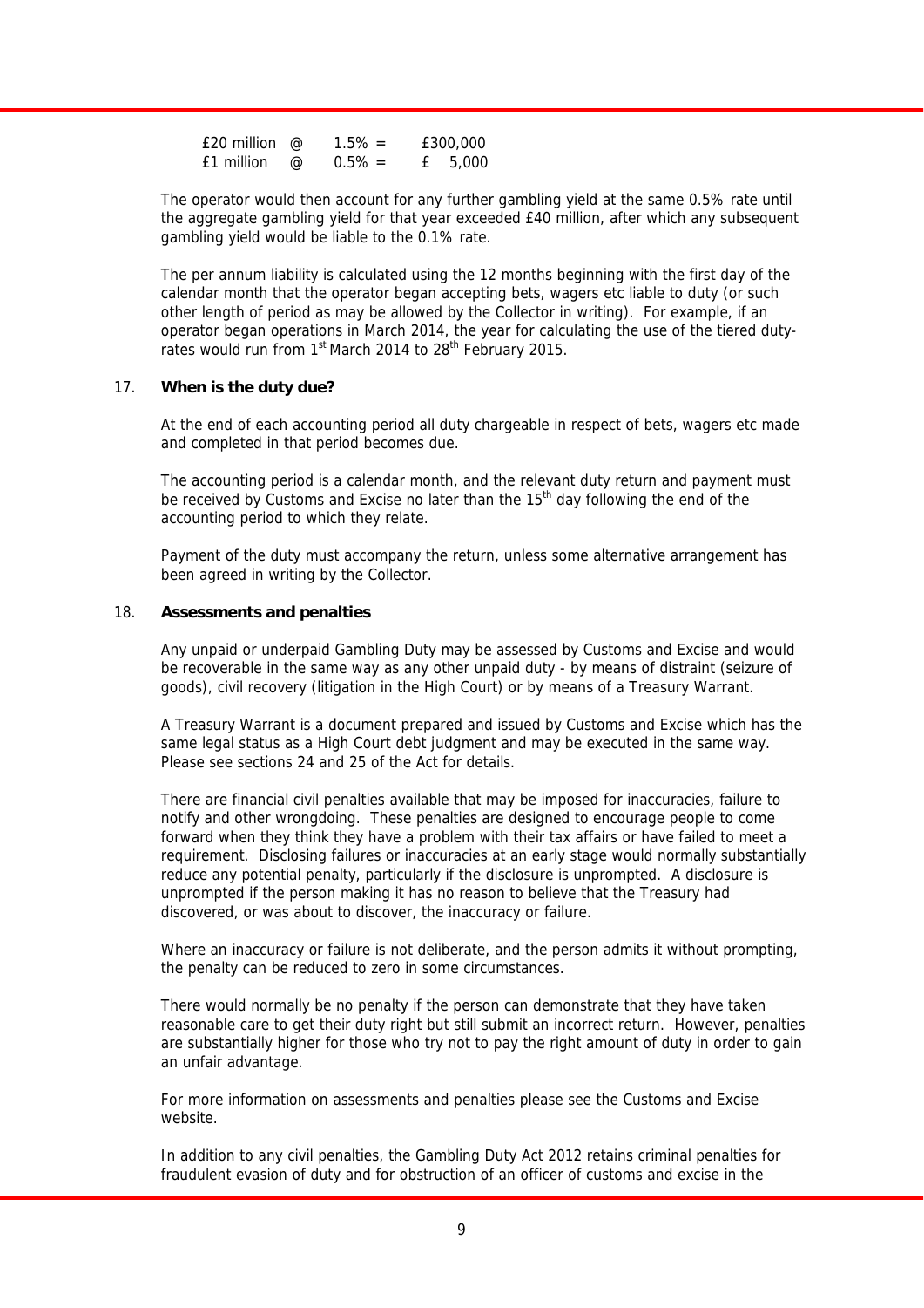| | | | |
|---|---|---|---|
| £20 million | @ | 1.5% = | £300,000 |
| £1 million | @ | 0.5% = | £ 5,000 |

The operator would then account for any further gambling yield at the same 0.5% rate until the aggregate gambling yield for that year exceeded £40 million, after which any subsequent gambling yield would be liable to the 0.1% rate.

The per annum liability is calculated using the 12 months beginning with the first day of the calendar month that the operator began accepting bets, wagers etc liable to duty (or such other length of period as may be allowed by the Collector in writing). For example, if an operator began operations in March 2014, the year for calculating the use of the tiered duty-rates would run from 1st March 2014 to 28th February 2015.

## 17. When is the duty due?

At the end of each accounting period all duty chargeable in respect of bets, wagers etc made and completed in that period becomes due.

The accounting period is a calendar month, and the relevant duty return and payment must be received by Customs and Excise no later than the 15th day following the end of the accounting period to which they relate.

Payment of the duty must accompany the return, unless some alternative arrangement has been agreed in writing by the Collector.

## 18. Assessments and penalties

Any unpaid or underpaid Gambling Duty may be assessed by Customs and Excise and would be recoverable in the same way as any other unpaid duty - by means of distraint (seizure of goods), civil recovery (litigation in the High Court) or by means of a Treasury Warrant.

A Treasury Warrant is a document prepared and issued by Customs and Excise which has the same legal status as a High Court debt judgment and may be executed in the same way. Please see sections 24 and 25 of the Act for details.

There are financial civil penalties available that may be imposed for inaccuracies, failure to notify and other wrongdoing. These penalties are designed to encourage people to come forward when they think they have a problem with their tax affairs or have failed to meet a requirement. Disclosing failures or inaccuracies at an early stage would normally substantially reduce any potential penalty, particularly if the disclosure is unprompted. A disclosure is unprompted if the person making it has no reason to believe that the Treasury had discovered, or was about to discover, the inaccuracy or failure.

Where an inaccuracy or failure is not deliberate, and the person admits it without prompting, the penalty can be reduced to zero in some circumstances.

There would normally be no penalty if the person can demonstrate that they have taken reasonable care to get their duty right but still submit an incorrect return. However, penalties are substantially higher for those who try not to pay the right amount of duty in order to gain an unfair advantage.

For more information on assessments and penalties please see the Customs and Excise website.

In addition to any civil penalties, the Gambling Duty Act 2012 retains criminal penalties for fraudulent evasion of duty and for obstruction of an officer of customs and excise in the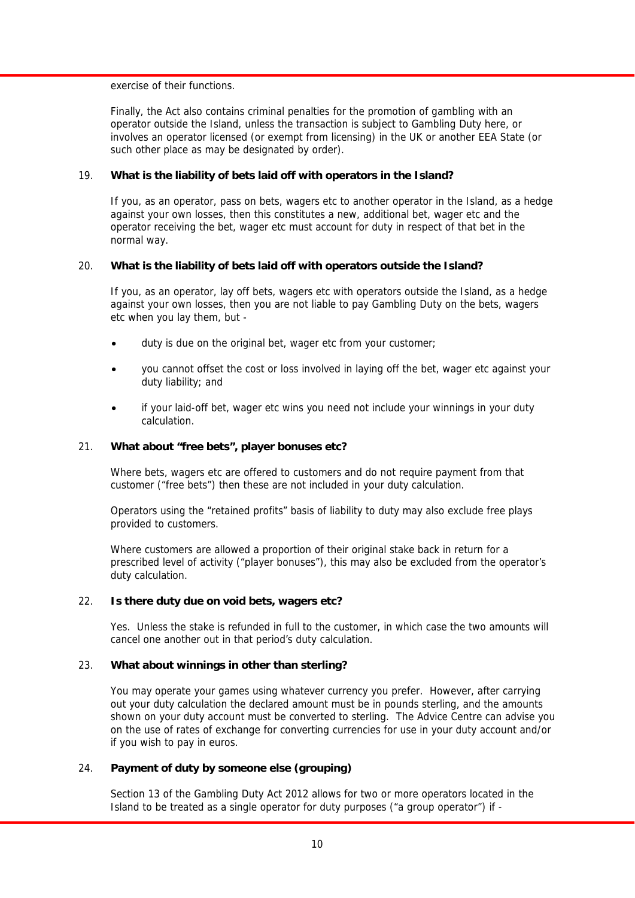exercise of their functions.

Finally, the Act also contains criminal penalties for the promotion of gambling with an operator outside the Island, unless the transaction is subject to Gambling Duty here, or involves an operator licensed (or exempt from licensing) in the UK or another EEA State (or such other place as may be designated by order).

19. **What is the liability of bets laid off with operators in the Island?**

If you, as an operator, pass on bets, wagers etc to another operator in the Island, as a hedge against your own losses, then this constitutes a new, additional bet, wager etc and the operator receiving the bet, wager etc must account for duty in respect of that bet in the normal way.

20. **What is the liability of bets laid off with operators outside the Island?**

If you, as an operator, lay off bets, wagers etc with operators outside the Island, as a hedge against your own losses, then you are not liable to pay Gambling Duty on the bets, wagers etc when you lay them, but -

- duty is due on the original bet, wager etc from your customer;
- you cannot offset the cost or loss involved in laying off the bet, wager etc against your duty liability; and
- if your laid-off bet, wager etc wins you need not include your winnings in your duty calculation.

21. **What about "free bets", player bonuses etc?**

Where bets, wagers etc are offered to customers and do not require payment from that customer ("free bets") then these are not included in your duty calculation.

Operators using the "retained profits" basis of liability to duty may also exclude free plays provided to customers.

Where customers are allowed a proportion of their original stake back in return for a prescribed level of activity ("player bonuses"), this may also be excluded from the operator's duty calculation.

22. **Is there duty due on void bets, wagers etc?**

Yes. Unless the stake is refunded in full to the customer, in which case the two amounts will cancel one another out in that period's duty calculation.

23. **What about winnings in other than sterling?**

You may operate your games using whatever currency you prefer. However, after carrying out your duty calculation the declared amount must be in pounds sterling, and the amounts shown on your duty account must be converted to sterling. The Advice Centre can advise you on the use of rates of exchange for converting currencies for use in your duty account and/or if you wish to pay in euros.

24. **Payment of duty by someone else (grouping)**

Section 13 of the Gambling Duty Act 2012 allows for two or more operators located in the Island to be treated as a single operator for duty purposes ("a group operator") if -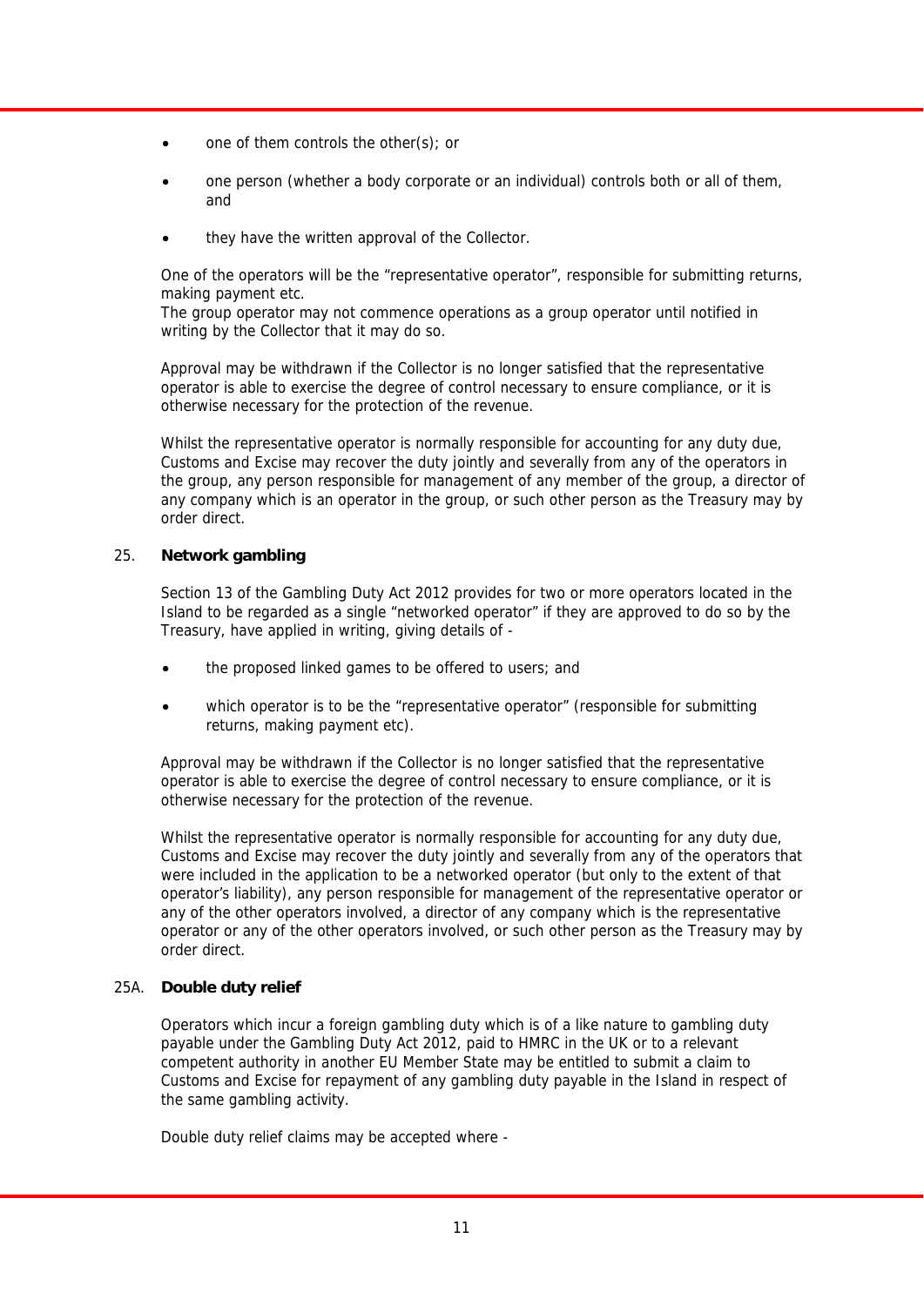- one of them controls the other(s); or
- one person (whether a body corporate or an individual) controls both or all of them, and
- they have the written approval of the Collector.

One of the operators will be the "representative operator", responsible for submitting returns, making payment etc.
The group operator may not commence operations as a group operator until notified in writing by the Collector that it may do so.

Approval may be withdrawn if the Collector is no longer satisfied that the representative operator is able to exercise the degree of control necessary to ensure compliance, or it is otherwise necessary for the protection of the revenue.

Whilst the representative operator is normally responsible for accounting for any duty due, Customs and Excise may recover the duty jointly and severally from any of the operators in the group, any person responsible for management of any member of the group, a director of any company which is an operator in the group, or such other person as the Treasury may by order direct.

## 25. Network gambling

Section 13 of the Gambling Duty Act 2012 provides for two or more operators located in the Island to be regarded as a single "networked operator" if they are approved to do so by the Treasury, have applied in writing, giving details of -

- the proposed linked games to be offered to users; and
- which operator is to be the "representative operator" (responsible for submitting returns, making payment etc).

Approval may be withdrawn if the Collector is no longer satisfied that the representative operator is able to exercise the degree of control necessary to ensure compliance, or it is otherwise necessary for the protection of the revenue.

Whilst the representative operator is normally responsible for accounting for any duty due, Customs and Excise may recover the duty jointly and severally from any of the operators that were included in the application to be a networked operator (but only to the extent of that operator's liability), any person responsible for management of the representative operator or any of the other operators involved, a director of any company which is the representative operator or any of the other operators involved, or such other person as the Treasury may by order direct.

## 25A. Double duty relief

Operators which incur a foreign gambling duty which is of a like nature to gambling duty payable under the Gambling Duty Act 2012, paid to HMRC in the UK or to a relevant competent authority in another EU Member State may be entitled to submit a claim to Customs and Excise for repayment of any gambling duty payable in the Island in respect of the same gambling activity.

Double duty relief claims may be accepted where -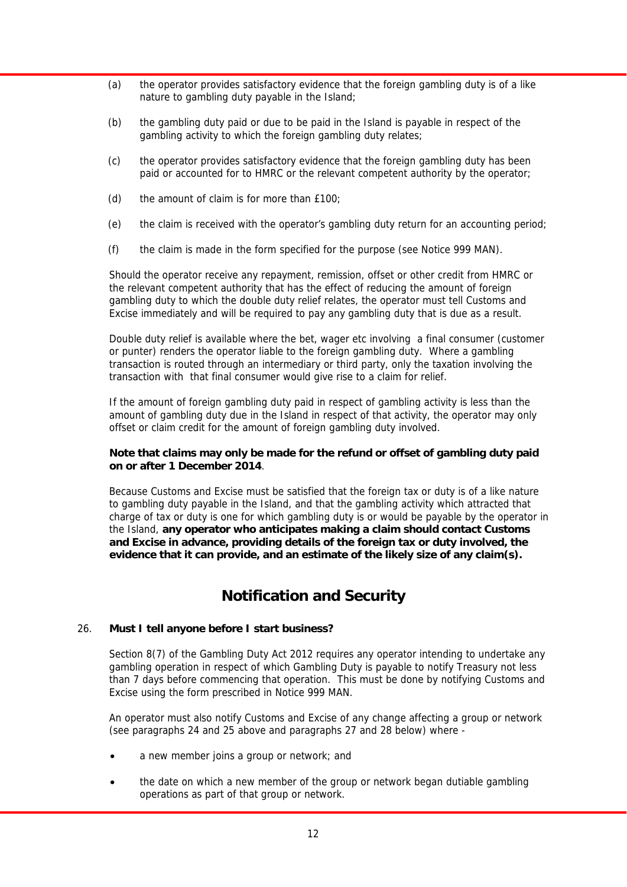(a) the operator provides satisfactory evidence that the foreign gambling duty is of a like nature to gambling duty payable in the Island;

(b) the gambling duty paid or due to be paid in the Island is payable in respect of the gambling activity to which the foreign gambling duty relates;

(c) the operator provides satisfactory evidence that the foreign gambling duty has been paid or accounted for to HMRC or the relevant competent authority by the operator;

(d) the amount of claim is for more than £100;

(e) the claim is received with the operator's gambling duty return for an accounting period;

(f) the claim is made in the form specified for the purpose (see Notice 999 MAN).

Should the operator receive any repayment, remission, offset or other credit from HMRC or the relevant competent authority that has the effect of reducing the amount of foreign gambling duty to which the double duty relief relates, the operator must tell Customs and Excise immediately and will be required to pay any gambling duty that is due as a result.

Double duty relief is available where the bet, wager etc involving a final consumer (customer or punter) renders the operator liable to the foreign gambling duty. Where a gambling transaction is routed through an intermediary or third party, only the taxation involving the transaction with that final consumer would give rise to a claim for relief.

If the amount of foreign gambling duty paid in respect of gambling activity is less than the amount of gambling duty due in the Island in respect of that activity, the operator may only offset or claim credit for the amount of foreign gambling duty involved.

**Note that claims may only be made for the refund or offset of gambling duty paid on or after 1 December 2014**.

Because Customs and Excise must be satisfied that the foreign tax or duty is of a like nature to gambling duty payable in the Island, and that the gambling activity which attracted that charge of tax or duty is one for which gambling duty is or would be payable by the operator in the Island, **any operator who anticipates making a claim should contact Customs and Excise in advance, providing details of the foreign tax or duty involved, the evidence that it can provide, and an estimate of the likely size of any claim(s).**

## Notification and Security

26. **Must I tell anyone before I start business?**

Section 8(7) of the Gambling Duty Act 2012 requires any operator intending to undertake any gambling operation in respect of which Gambling Duty is payable to notify Treasury not less than 7 days before commencing that operation. This must be done by notifying Customs and Excise using the form prescribed in Notice 999 MAN.

An operator must also notify Customs and Excise of any change affecting a group or network (see paragraphs 24 and 25 above and paragraphs 27 and 28 below) where -

- a new member joins a group or network; and
- the date on which a new member of the group or network began dutiable gambling operations as part of that group or network.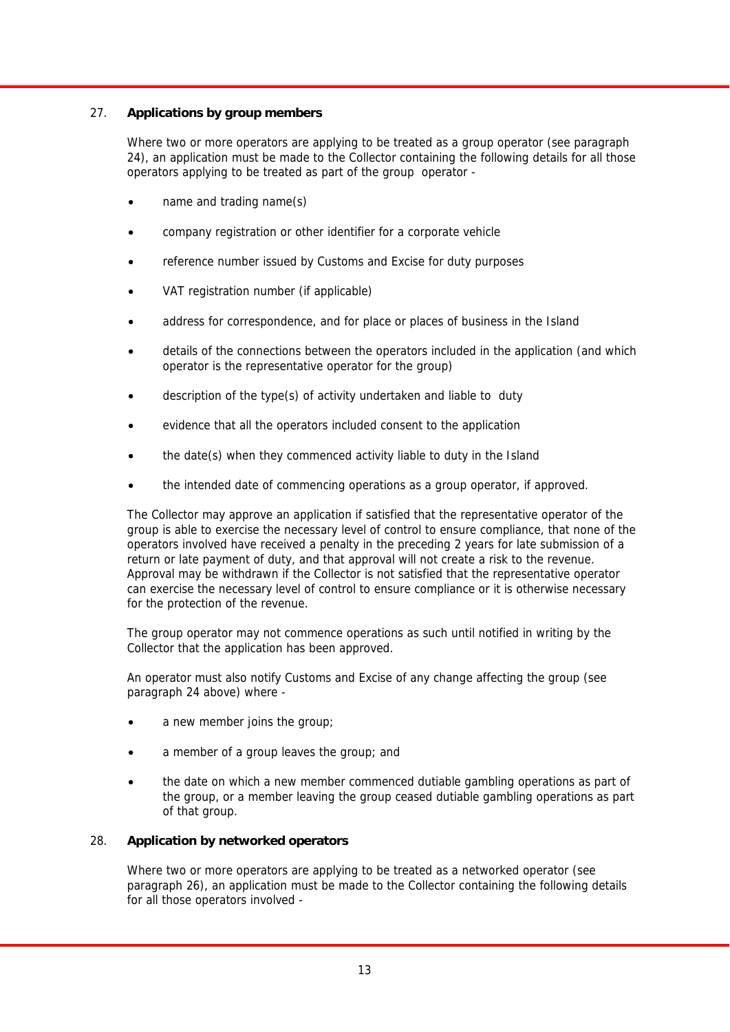## 27. **Applications by group members**

Where two or more operators are applying to be treated as a group operator (see paragraph 24), an application must be made to the Collector containing the following details for all those operators applying to be treated as part of the group operator -

- name and trading name(s)
- company registration or other identifier for a corporate vehicle
- reference number issued by Customs and Excise for duty purposes
- VAT registration number (if applicable)
- address for correspondence, and for place or places of business in the Island
- details of the connections between the operators included in the application (and which operator is the representative operator for the group)
- description of the type(s) of activity undertaken and liable to duty
- evidence that all the operators included consent to the application
- the date(s) when they commenced activity liable to duty in the Island
- the intended date of commencing operations as a group operator, if approved.

The Collector may approve an application if satisfied that the representative operator of the group is able to exercise the necessary level of control to ensure compliance, that none of the operators involved have received a penalty in the preceding 2 years for late submission of a return or late payment of duty, and that approval will not create a risk to the revenue. Approval may be withdrawn if the Collector is not satisfied that the representative operator can exercise the necessary level of control to ensure compliance or it is otherwise necessary for the protection of the revenue.

The group operator may not commence operations as such until notified in writing by the Collector that the application has been approved.

An operator must also notify Customs and Excise of any change affecting the group (see paragraph 24 above) where -

- a new member joins the group;
- a member of a group leaves the group; and
- the date on which a new member commenced dutiable gambling operations as part of the group, or a member leaving the group ceased dutiable gambling operations as part of that group.

## 28. **Application by networked operators**

Where two or more operators are applying to be treated as a networked operator (see paragraph 26), an application must be made to the Collector containing the following details for all those operators involved -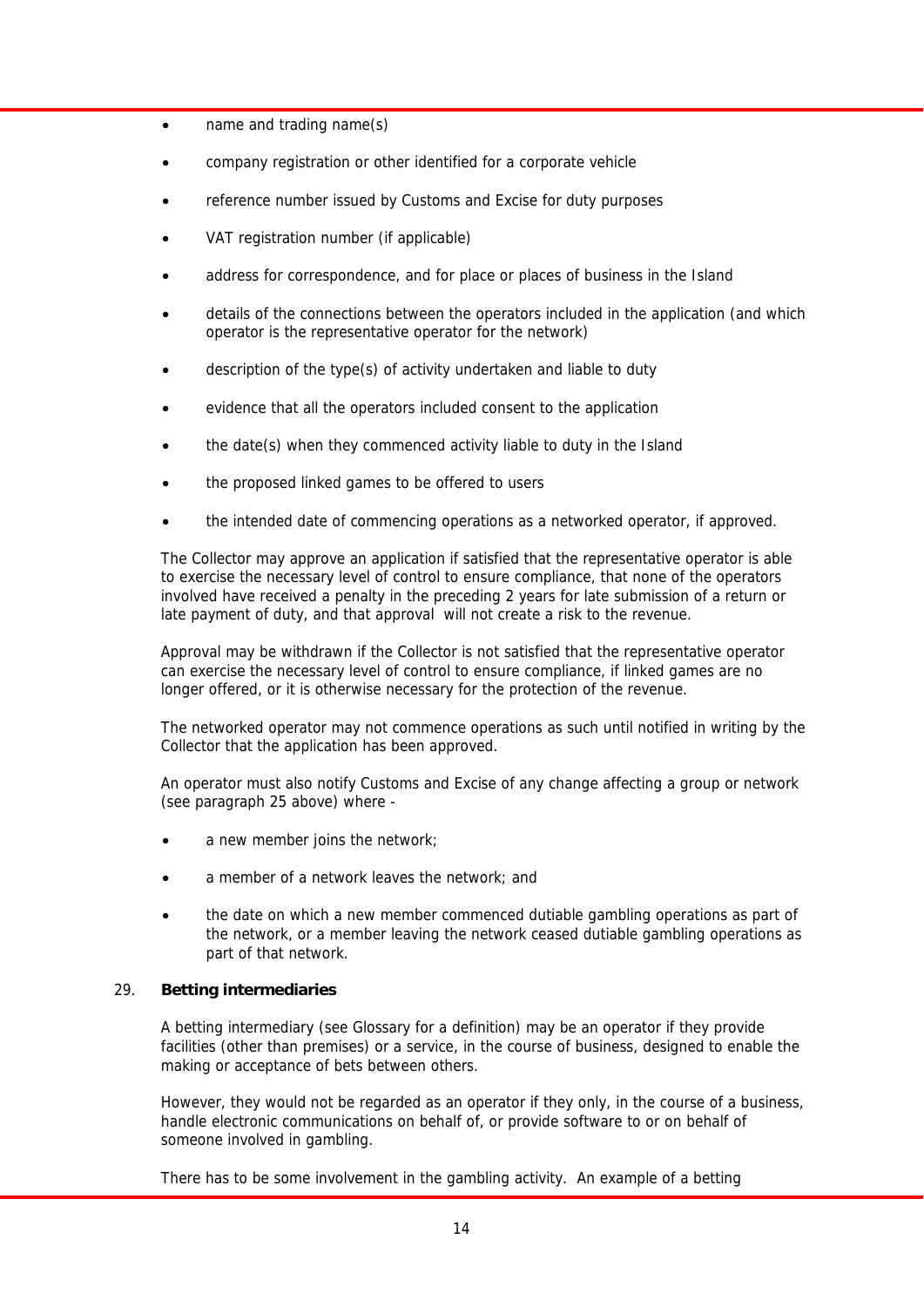- name and trading name(s)
- company registration or other identified for a corporate vehicle
- reference number issued by Customs and Excise for duty purposes
- VAT registration number (if applicable)
- address for correspondence, and for place or places of business in the Island
- details of the connections between the operators included in the application (and which operator is the representative operator for the network)
- description of the type(s) of activity undertaken and liable to duty
- evidence that all the operators included consent to the application
- the date(s) when they commenced activity liable to duty in the Island
- the proposed linked games to be offered to users
- the intended date of commencing operations as a networked operator, if approved.

The Collector may approve an application if satisfied that the representative operator is able to exercise the necessary level of control to ensure compliance, that none of the operators involved have received a penalty in the preceding 2 years for late submission of a return or late payment of duty, and that approval will not create a risk to the revenue.

Approval may be withdrawn if the Collector is not satisfied that the representative operator can exercise the necessary level of control to ensure compliance, if linked games are no longer offered, or it is otherwise necessary for the protection of the revenue.

The networked operator may not commence operations as such until notified in writing by the Collector that the application has been approved.

An operator must also notify Customs and Excise of any change affecting a group or network (see paragraph 25 above) where -

- a new member joins the network;
- a member of a network leaves the network; and
- the date on which a new member commenced dutiable gambling operations as part of the network, or a member leaving the network ceased dutiable gambling operations as part of that network.

## 29. Betting intermediaries

A betting intermediary (see Glossary for a definition) may be an operator if they provide facilities (other than premises) or a service, in the course of business, designed to enable the making or acceptance of bets between others.

However, they would not be regarded as an operator if they only, in the course of a business, handle electronic communications on behalf of, or provide software to or on behalf of someone involved in gambling.

There has to be some involvement in the gambling activity. An example of a betting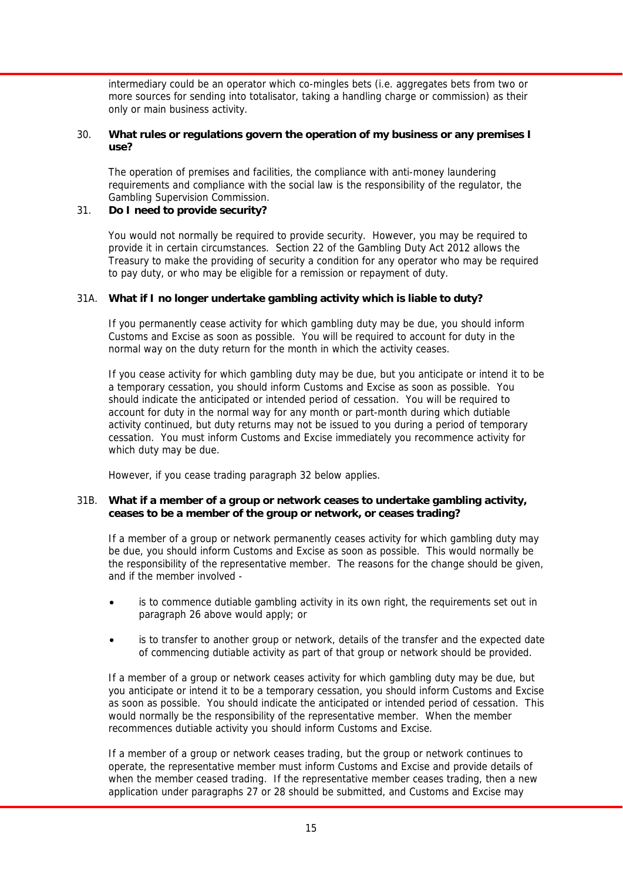intermediary could be an operator which co-mingles bets (i.e. aggregates bets from two or more sources for sending into totalisator, taking a handling charge or commission) as their only or main business activity.

30. **What rules or regulations govern the operation of my business or any premises I use?**

The operation of premises and facilities, the compliance with anti-money laundering requirements and compliance with the social law is the responsibility of the regulator, the Gambling Supervision Commission.

31. **Do I need to provide security?**

You would not normally be required to provide security. However, you may be required to provide it in certain circumstances. Section 22 of the Gambling Duty Act 2012 allows the Treasury to make the providing of security a condition for any operator who may be required to pay duty, or who may be eligible for a remission or repayment of duty.

31A. **What if I no longer undertake gambling activity which is liable to duty?**

If you permanently cease activity for which gambling duty may be due, you should inform Customs and Excise as soon as possible. You will be required to account for duty in the normal way on the duty return for the month in which the activity ceases.

If you cease activity for which gambling duty may be due, but you anticipate or intend it to be a temporary cessation, you should inform Customs and Excise as soon as possible. You should indicate the anticipated or intended period of cessation. You will be required to account for duty in the normal way for any month or part-month during which dutiable activity continued, but duty returns may not be issued to you during a period of temporary cessation. You must inform Customs and Excise immediately you recommence activity for which duty may be due.

However, if you cease trading paragraph 32 below applies.

31B. **What if a member of a group or network ceases to undertake gambling activity, ceases to be a member of the group or network, or ceases trading?**

If a member of a group or network permanently ceases activity for which gambling duty may be due, you should inform Customs and Excise as soon as possible. This would normally be the responsibility of the representative member. The reasons for the change should be given, and if the member involved -

- is to commence dutiable gambling activity in its own right, the requirements set out in paragraph 26 above would apply; or
- is to transfer to another group or network, details of the transfer and the expected date of commencing dutiable activity as part of that group or network should be provided.

If a member of a group or network ceases activity for which gambling duty may be due, but you anticipate or intend it to be a temporary cessation, you should inform Customs and Excise as soon as possible. You should indicate the anticipated or intended period of cessation. This would normally be the responsibility of the representative member. When the member recommences dutiable activity you should inform Customs and Excise.

If a member of a group or network ceases trading, but the group or network continues to operate, the representative member must inform Customs and Excise and provide details of when the member ceased trading. If the representative member ceases trading, then a new application under paragraphs 27 or 28 should be submitted, and Customs and Excise may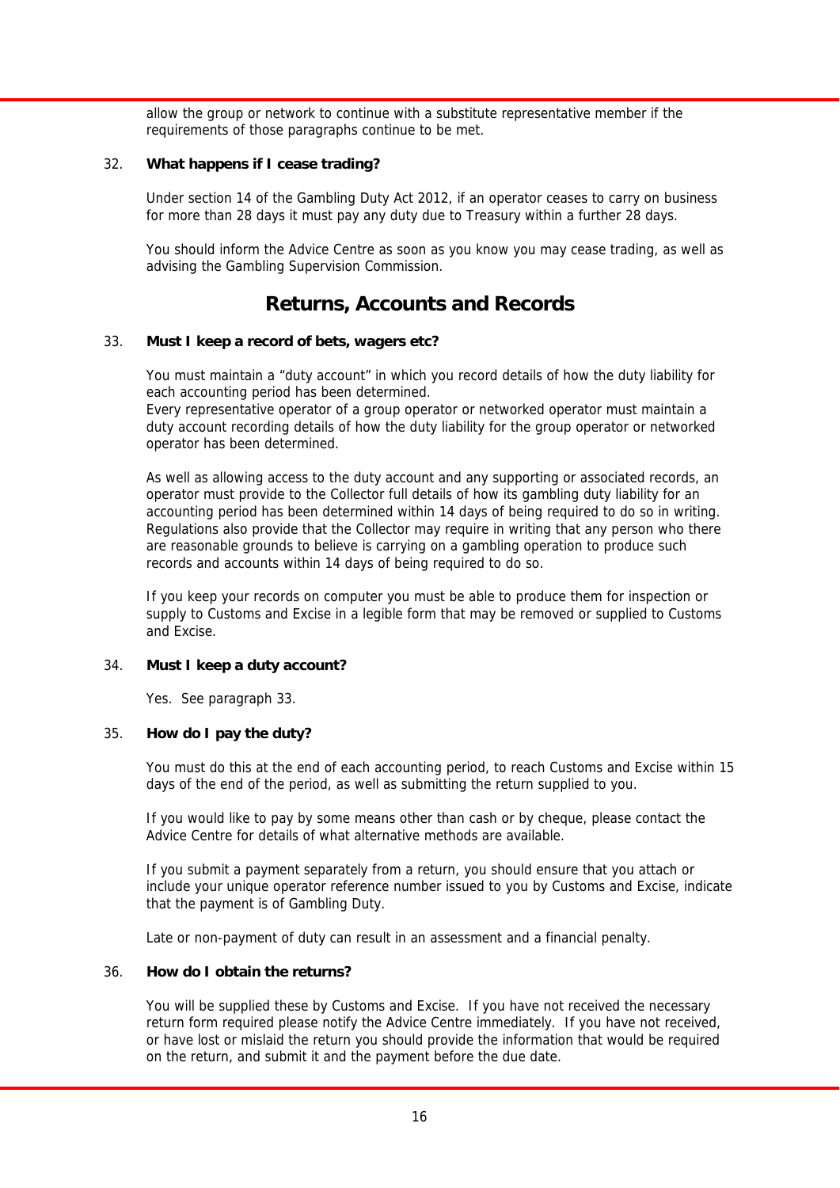allow the group or network to continue with a substitute representative member if the requirements of those paragraphs continue to be met.

32. **What happens if I cease trading?**

Under section 14 of the Gambling Duty Act 2012, if an operator ceases to carry on business for more than 28 days it must pay any duty due to Treasury within a further 28 days.

You should inform the Advice Centre as soon as you know you may cease trading, as well as advising the Gambling Supervision Commission.

## Returns, Accounts and Records

33. **Must I keep a record of bets, wagers etc?**

You must maintain a "duty account" in which you record details of how the duty liability for each accounting period has been determined.
Every representative operator of a group operator or networked operator must maintain a duty account recording details of how the duty liability for the group operator or networked operator has been determined.

As well as allowing access to the duty account and any supporting or associated records, an operator must provide to the Collector full details of how its gambling duty liability for an accounting period has been determined within 14 days of being required to do so in writing. Regulations also provide that the Collector may require in writing that any person who there are reasonable grounds to believe is carrying on a gambling operation to produce such records and accounts within 14 days of being required to do so.

If you keep your records on computer you must be able to produce them for inspection or supply to Customs and Excise in a legible form that may be removed or supplied to Customs and Excise.

34. **Must I keep a duty account?**

Yes. See paragraph 33.

35. **How do I pay the duty?**

You must do this at the end of each accounting period, to reach Customs and Excise within 15 days of the end of the period, as well as submitting the return supplied to you.

If you would like to pay by some means other than cash or by cheque, please contact the Advice Centre for details of what alternative methods are available.

If you submit a payment separately from a return, you should ensure that you attach or include your unique operator reference number issued to you by Customs and Excise, indicate that the payment is of Gambling Duty.

Late or non-payment of duty can result in an assessment and a financial penalty.

36. **How do I obtain the returns?**

You will be supplied these by Customs and Excise. If you have not received the necessary return form required please notify the Advice Centre immediately. If you have not received, or have lost or mislaid the return you should provide the information that would be required on the return, and submit it and the payment before the due date.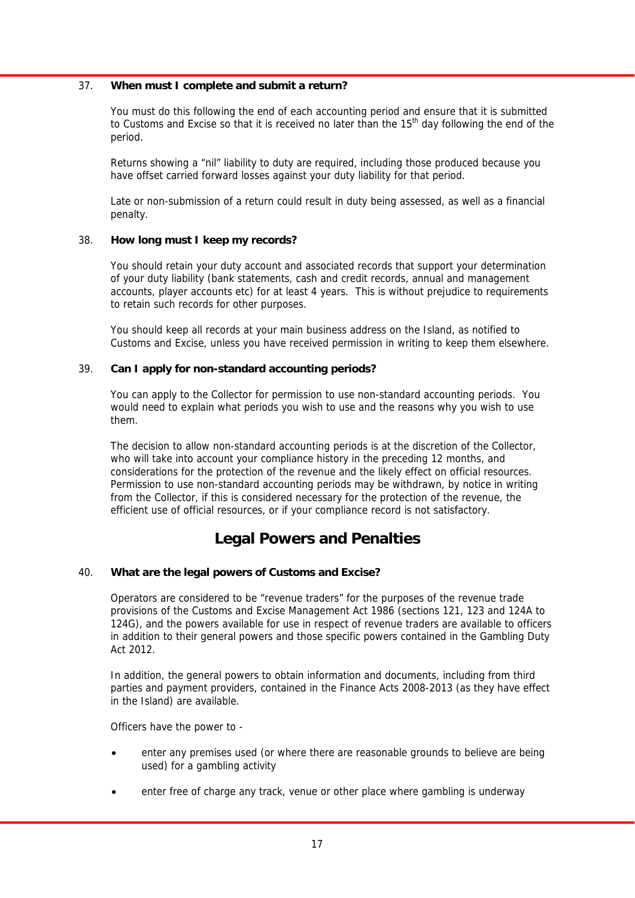37. **When must I complete and submit a return?**

You must do this following the end of each accounting period and ensure that it is submitted to Customs and Excise so that it is received no later than the 15th day following the end of the period.

Returns showing a "nil" liability to duty are required, including those produced because you have offset carried forward losses against your duty liability for that period.

Late or non-submission of a return could result in duty being assessed, as well as a financial penalty.

38. **How long must I keep my records?**

You should retain your duty account and associated records that support your determination of your duty liability (bank statements, cash and credit records, annual and management accounts, player accounts etc) for at least 4 years. This is without prejudice to requirements to retain such records for other purposes.

You should keep all records at your main business address on the Island, as notified to Customs and Excise, unless you have received permission in writing to keep them elsewhere.

39. **Can I apply for non-standard accounting periods?**

You can apply to the Collector for permission to use non-standard accounting periods. You would need to explain what periods you wish to use and the reasons why you wish to use them.

The decision to allow non-standard accounting periods is at the discretion of the Collector, who will take into account your compliance history in the preceding 12 months, and considerations for the protection of the revenue and the likely effect on official resources. Permission to use non-standard accounting periods may be withdrawn, by notice in writing from the Collector, if this is considered necessary for the protection of the revenue, the efficient use of official resources, or if your compliance record is not satisfactory.

## Legal Powers and Penalties

40. **What are the legal powers of Customs and Excise?**

Operators are considered to be "revenue traders" for the purposes of the revenue trade provisions of the Customs and Excise Management Act 1986 (sections 121, 123 and 124A to 124G), and the powers available for use in respect of revenue traders are available to officers in addition to their general powers and those specific powers contained in the Gambling Duty Act 2012.

In addition, the general powers to obtain information and documents, including from third parties and payment providers, contained in the Finance Acts 2008-2013 (as they have effect in the Island) are available.

Officers have the power to -

- enter any premises used (or where there are reasonable grounds to believe are being used) for a gambling activity
- enter free of charge any track, venue or other place where gambling is underway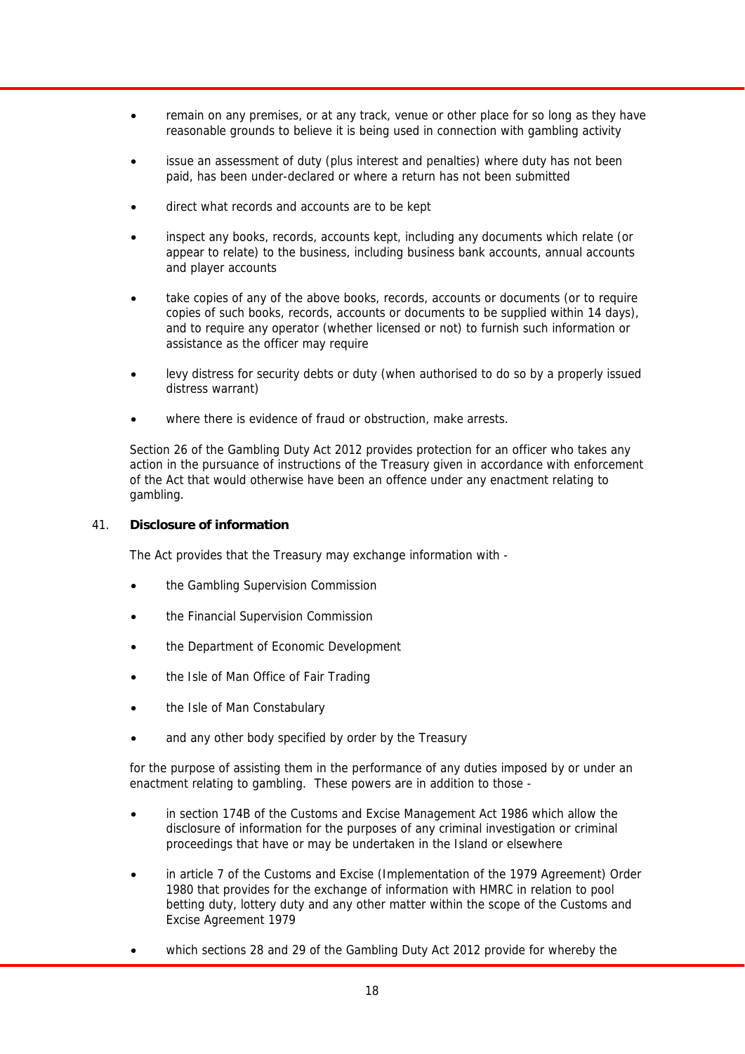- remain on any premises, or at any track, venue or other place for so long as they have reasonable grounds to believe it is being used in connection with gambling activity
- issue an assessment of duty (plus interest and penalties) where duty has not been paid, has been under-declared or where a return has not been submitted
- direct what records and accounts are to be kept
- inspect any books, records, accounts kept, including any documents which relate (or appear to relate) to the business, including business bank accounts, annual accounts and player accounts
- take copies of any of the above books, records, accounts or documents (or to require copies of such books, records, accounts or documents to be supplied within 14 days), and to require any operator (whether licensed or not) to furnish such information or assistance as the officer may require
- levy distress for security debts or duty (when authorised to do so by a properly issued distress warrant)
- where there is evidence of fraud or obstruction, make arrests.

Section 26 of the Gambling Duty Act 2012 provides protection for an officer who takes any action in the pursuance of instructions of the Treasury given in accordance with enforcement of the Act that would otherwise have been an offence under any enactment relating to gambling.

## 41. Disclosure of information

The Act provides that the Treasury may exchange information with -

- the Gambling Supervision Commission
- the Financial Supervision Commission
- the Department of Economic Development
- the Isle of Man Office of Fair Trading
- the Isle of Man Constabulary
- and any other body specified by order by the Treasury

for the purpose of assisting them in the performance of any duties imposed by or under an enactment relating to gambling. These powers are in addition to those -

- in section 174B of the Customs and Excise Management Act 1986 which allow the disclosure of information for the purposes of any criminal investigation or criminal proceedings that have or may be undertaken in the Island or elsewhere
- in article 7 of the Customs and Excise (Implementation of the 1979 Agreement) Order 1980 that provides for the exchange of information with HMRC in relation to pool betting duty, lottery duty and any other matter within the scope of the Customs and Excise Agreement 1979
- which sections 28 and 29 of the Gambling Duty Act 2012 provide for whereby the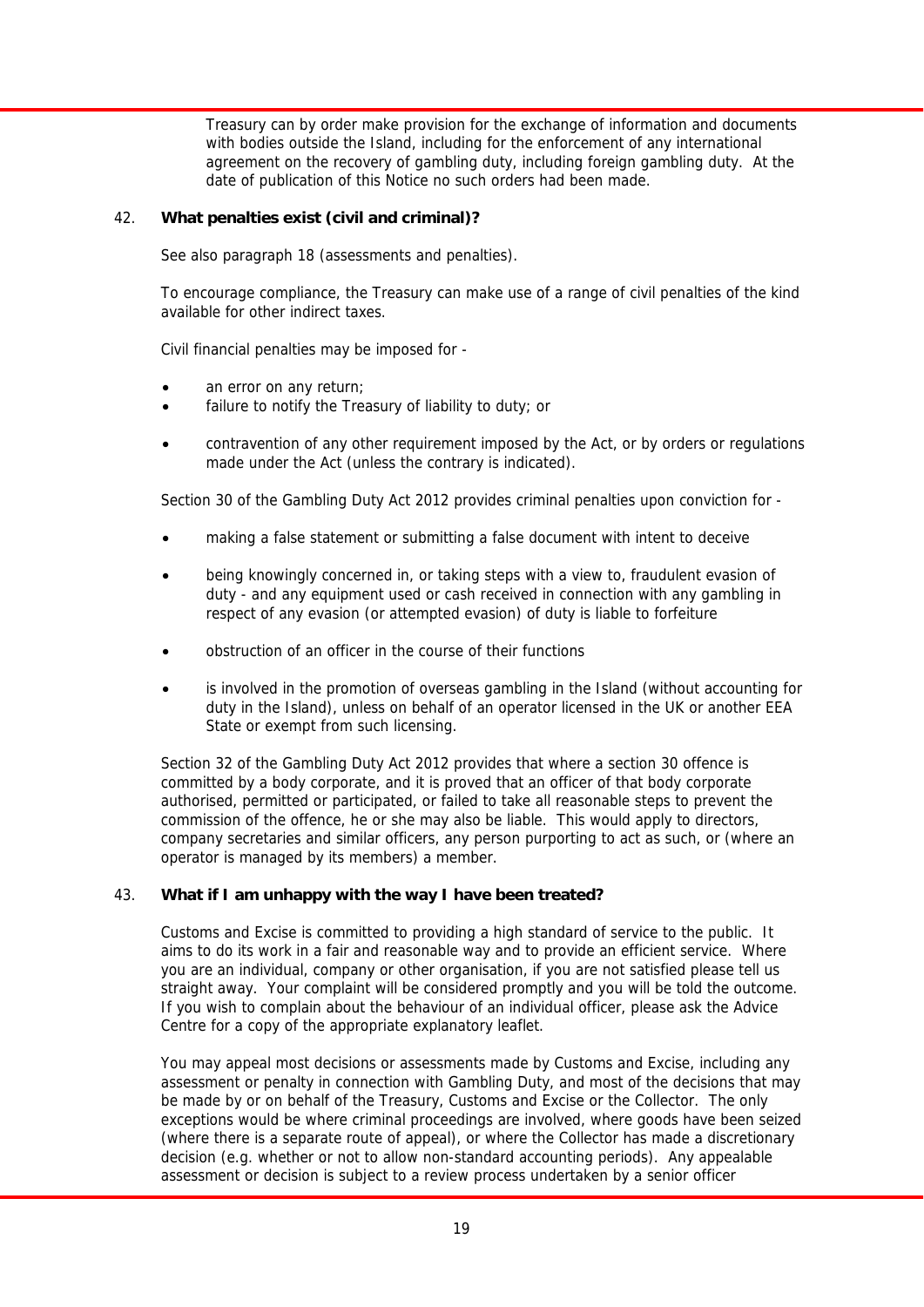Treasury can by order make provision for the exchange of information and documents with bodies outside the Island, including for the enforcement of any international agreement on the recovery of gambling duty, including foreign gambling duty. At the date of publication of this Notice no such orders had been made.

### 42. What penalties exist (civil and criminal)?

See also paragraph 18 (assessments and penalties).

To encourage compliance, the Treasury can make use of a range of civil penalties of the kind available for other indirect taxes.

Civil financial penalties may be imposed for -

- an error on any return;
- failure to notify the Treasury of liability to duty; or
- contravention of any other requirement imposed by the Act, or by orders or regulations made under the Act (unless the contrary is indicated).

Section 30 of the Gambling Duty Act 2012 provides criminal penalties upon conviction for -

- making a false statement or submitting a false document with intent to deceive
- being knowingly concerned in, or taking steps with a view to, fraudulent evasion of duty - and any equipment used or cash received in connection with any gambling in respect of any evasion (or attempted evasion) of duty is liable to forfeiture
- obstruction of an officer in the course of their functions
- is involved in the promotion of overseas gambling in the Island (without accounting for duty in the Island), unless on behalf of an operator licensed in the UK or another EEA State or exempt from such licensing.

Section 32 of the Gambling Duty Act 2012 provides that where a section 30 offence is committed by a body corporate, and it is proved that an officer of that body corporate authorised, permitted or participated, or failed to take all reasonable steps to prevent the commission of the offence, he or she may also be liable. This would apply to directors, company secretaries and similar officers, any person purporting to act as such, or (where an operator is managed by its members) a member.

### 43. What if I am unhappy with the way I have been treated?

Customs and Excise is committed to providing a high standard of service to the public. It aims to do its work in a fair and reasonable way and to provide an efficient service. Where you are an individual, company or other organisation, if you are not satisfied please tell us straight away. Your complaint will be considered promptly and you will be told the outcome. If you wish to complain about the behaviour of an individual officer, please ask the Advice Centre for a copy of the appropriate explanatory leaflet.

You may appeal most decisions or assessments made by Customs and Excise, including any assessment or penalty in connection with Gambling Duty, and most of the decisions that may be made by or on behalf of the Treasury, Customs and Excise or the Collector. The only exceptions would be where criminal proceedings are involved, where goods have been seized (where there is a separate route of appeal), or where the Collector has made a discretionary decision (e.g. whether or not to allow non-standard accounting periods). Any appealable assessment or decision is subject to a review process undertaken by a senior officer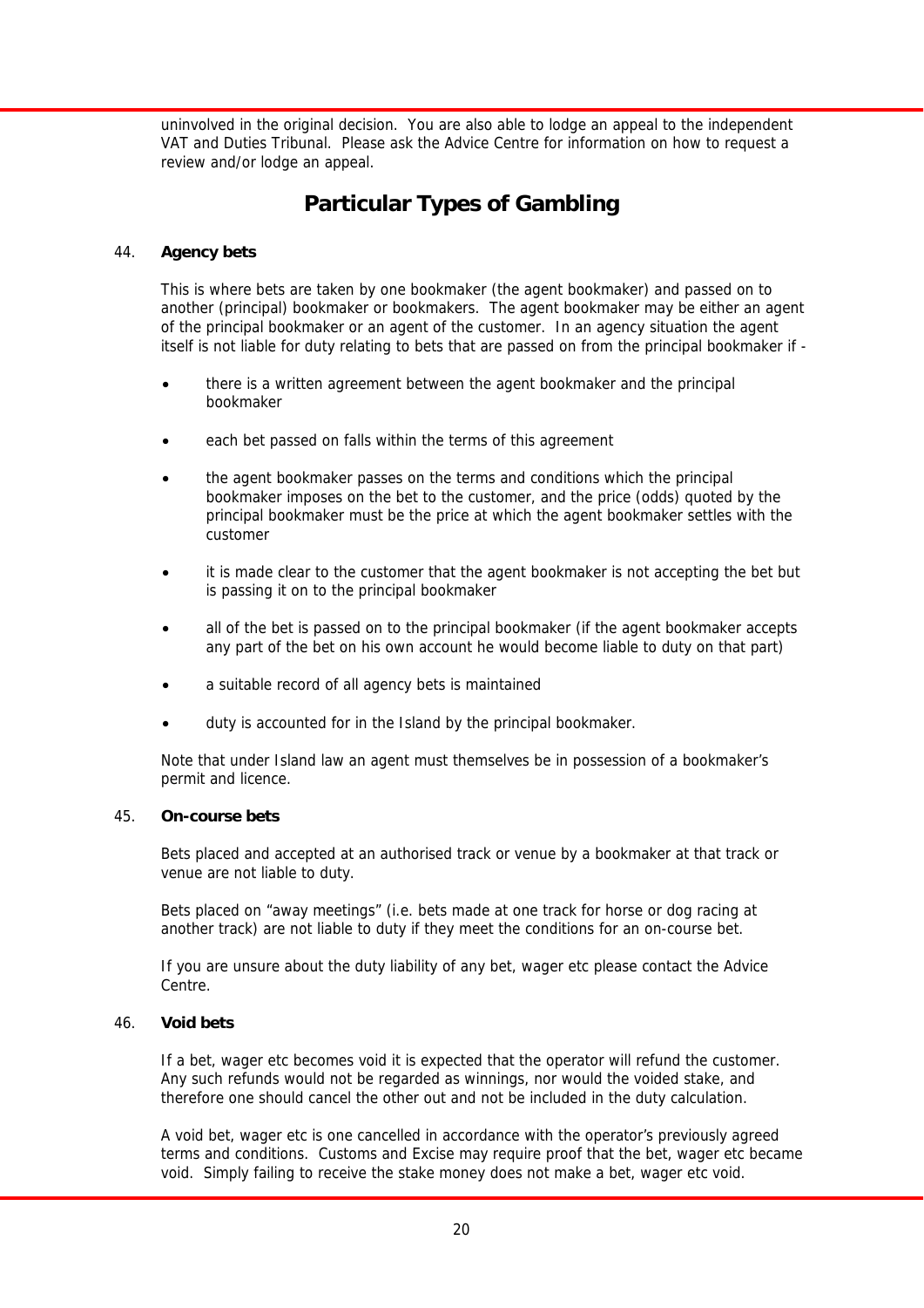uninvolved in the original decision. You are also able to lodge an appeal to the independent VAT and Duties Tribunal. Please ask the Advice Centre for information on how to request a review and/or lodge an appeal.

## Particular Types of Gambling

44. **Agency bets**

This is where bets are taken by one bookmaker (the agent bookmaker) and passed on to another (principal) bookmaker or bookmakers. The agent bookmaker may be either an agent of the principal bookmaker or an agent of the customer. In an agency situation the agent itself is not liable for duty relating to bets that are passed on from the principal bookmaker if -

- there is a written agreement between the agent bookmaker and the principal bookmaker
- each bet passed on falls within the terms of this agreement
- the agent bookmaker passes on the terms and conditions which the principal bookmaker imposes on the bet to the customer, and the price (odds) quoted by the principal bookmaker must be the price at which the agent bookmaker settles with the customer
- it is made clear to the customer that the agent bookmaker is not accepting the bet but is passing it on to the principal bookmaker
- all of the bet is passed on to the principal bookmaker (if the agent bookmaker accepts any part of the bet on his own account he would become liable to duty on that part)
- a suitable record of all agency bets is maintained
- duty is accounted for in the Island by the principal bookmaker.

Note that under Island law an agent must themselves be in possession of a bookmaker's permit and licence.

45. **On-course bets**

Bets placed and accepted at an authorised track or venue by a bookmaker at that track or venue are not liable to duty.

Bets placed on "away meetings" (i.e. bets made at one track for horse or dog racing at another track) are not liable to duty if they meet the conditions for an on-course bet.

If you are unsure about the duty liability of any bet, wager etc please contact the Advice Centre.

46. **Void bets**

If a bet, wager etc becomes void it is expected that the operator will refund the customer. Any such refunds would not be regarded as winnings, nor would the voided stake, and therefore one should cancel the other out and not be included in the duty calculation.

A void bet, wager etc is one cancelled in accordance with the operator's previously agreed terms and conditions. Customs and Excise may require proof that the bet, wager etc became void. Simply failing to receive the stake money does not make a bet, wager etc void.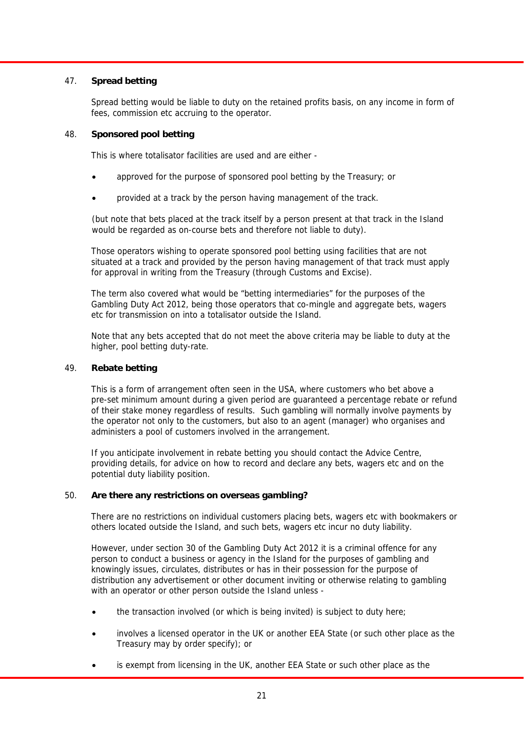### 47. Spread betting

Spread betting would be liable to duty on the retained profits basis, on any income in form of fees, commission etc accruing to the operator.

### 48. Sponsored pool betting

This is where totalisator facilities are used and are either -

- approved for the purpose of sponsored pool betting by the Treasury; or
- provided at a track by the person having management of the track.

(but note that bets placed at the track itself by a person present at that track in the Island would be regarded as on-course bets and therefore not liable to duty).

Those operators wishing to operate sponsored pool betting using facilities that are not situated at a track and provided by the person having management of that track must apply for approval in writing from the Treasury (through Customs and Excise).

The term also covered what would be "betting intermediaries" for the purposes of the Gambling Duty Act 2012, being those operators that co-mingle and aggregate bets, wagers etc for transmission on into a totalisator outside the Island.

Note that any bets accepted that do not meet the above criteria may be liable to duty at the higher, pool betting duty-rate.

### 49. Rebate betting

This is a form of arrangement often seen in the USA, where customers who bet above a pre-set minimum amount during a given period are guaranteed a percentage rebate or refund of their stake money regardless of results. Such gambling will normally involve payments by the operator not only to the customers, but also to an agent (manager) who organises and administers a pool of customers involved in the arrangement.

If you anticipate involvement in rebate betting you should contact the Advice Centre, providing details, for advice on how to record and declare any bets, wagers etc and on the potential duty liability position.

### 50. Are there any restrictions on overseas gambling?

There are no restrictions on individual customers placing bets, wagers etc with bookmakers or others located outside the Island, and such bets, wagers etc incur no duty liability.

However, under section 30 of the Gambling Duty Act 2012 it is a criminal offence for any person to conduct a business or agency in the Island for the purposes of gambling and knowingly issues, circulates, distributes or has in their possession for the purpose of distribution any advertisement or other document inviting or otherwise relating to gambling with an operator or other person outside the Island unless -

- the transaction involved (or which is being invited) is subject to duty here;
- involves a licensed operator in the UK or another EEA State (or such other place as the Treasury may by order specify); or
- is exempt from licensing in the UK, another EEA State or such other place as the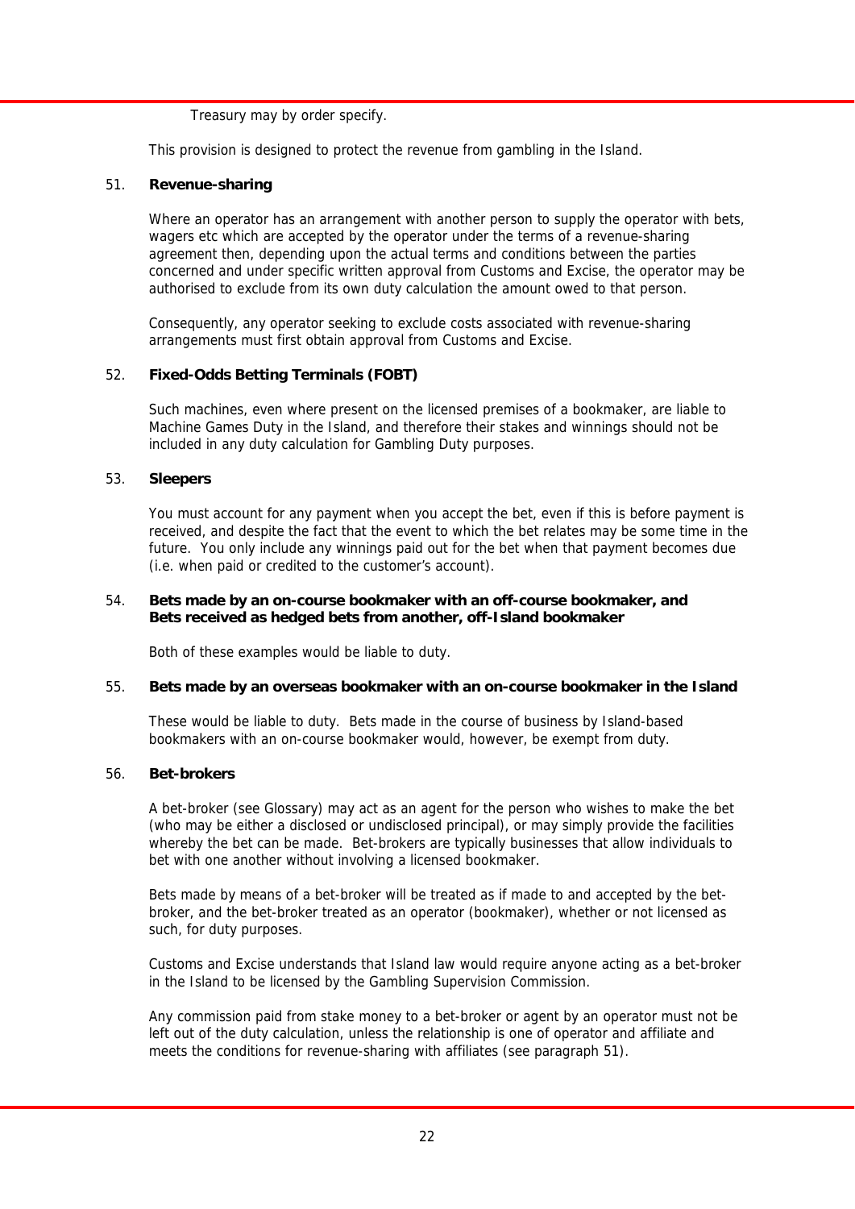Treasury may by order specify.

This provision is designed to protect the revenue from gambling in the Island.

51. **Revenue-sharing**

Where an operator has an arrangement with another person to supply the operator with bets, wagers etc which are accepted by the operator under the terms of a revenue-sharing agreement then, depending upon the actual terms and conditions between the parties concerned and under specific written approval from Customs and Excise, the operator may be authorised to exclude from its own duty calculation the amount owed to that person.

Consequently, any operator seeking to exclude costs associated with revenue-sharing arrangements must first obtain approval from Customs and Excise.

52. **Fixed-Odds Betting Terminals (FOBT)**

Such machines, even where present on the licensed premises of a bookmaker, are liable to Machine Games Duty in the Island, and therefore their stakes and winnings should not be included in any duty calculation for Gambling Duty purposes.

53. **Sleepers**

You must account for any payment when you accept the bet, even if this is before payment is received, and despite the fact that the event to which the bet relates may be some time in the future. You only include any winnings paid out for the bet when that payment becomes due (i.e. when paid or credited to the customer's account).

54. **Bets made by an on-course bookmaker with an off-course bookmaker, and Bets received as hedged bets from another, off-Island bookmaker**

Both of these examples would be liable to duty.

55. **Bets made by an overseas bookmaker with an on-course bookmaker in the Island**

These would be liable to duty. Bets made in the course of business by Island-based bookmakers with an on-course bookmaker would, however, be exempt from duty.

56. **Bet-brokers**

A bet-broker (see Glossary) may act as an agent for the person who wishes to make the bet (who may be either a disclosed or undisclosed principal), or may simply provide the facilities whereby the bet can be made. Bet-brokers are typically businesses that allow individuals to bet with one another without involving a licensed bookmaker.

Bets made by means of a bet-broker will be treated as if made to and accepted by the bet-broker, and the bet-broker treated as an operator (bookmaker), whether or not licensed as such, for duty purposes.

Customs and Excise understands that Island law would require anyone acting as a bet-broker in the Island to be licensed by the Gambling Supervision Commission.

Any commission paid from stake money to a bet-broker or agent by an operator must not be left out of the duty calculation, unless the relationship is one of operator and affiliate and meets the conditions for revenue-sharing with affiliates (see paragraph 51).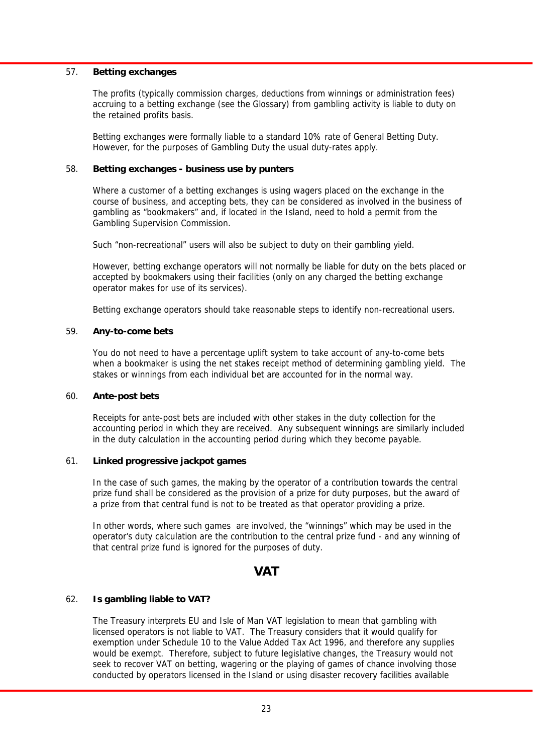57. **Betting exchanges**

The profits (typically commission charges, deductions from winnings or administration fees) accruing to a betting exchange (see the Glossary) from gambling activity is liable to duty on the retained profits basis.

Betting exchanges were formally liable to a standard 10% rate of General Betting Duty. However, for the purposes of Gambling Duty the usual duty-rates apply.

58. **Betting exchanges - business use by punters**

Where a customer of a betting exchanges is using wagers placed on the exchange in the course of business, and accepting bets, they can be considered as involved in the business of gambling as "bookmakers" and, if located in the Island, need to hold a permit from the Gambling Supervision Commission.

Such "non-recreational" users will also be subject to duty on their gambling yield.

However, betting exchange operators will not normally be liable for duty on the bets placed or accepted by bookmakers using their facilities (only on any charged the betting exchange operator makes for use of its services).

Betting exchange operators should take reasonable steps to identify non-recreational users.

59. **Any-to-come bets**

You do not need to have a percentage uplift system to take account of any-to-come bets when a bookmaker is using the net stakes receipt method of determining gambling yield. The stakes or winnings from each individual bet are accounted for in the normal way.

60. **Ante-post bets**

Receipts for ante-post bets are included with other stakes in the duty collection for the accounting period in which they are received. Any subsequent winnings are similarly included in the duty calculation in the accounting period during which they become payable.

61. **Linked progressive jackpot games**

In the case of such games, the making by the operator of a contribution towards the central prize fund shall be considered as the provision of a prize for duty purposes, but the award of a prize from that central fund is not to be treated as that operator providing a prize.

In other words, where such games are involved, the "winnings" which may be used in the operator's duty calculation are the contribution to the central prize fund - and any winning of that central prize fund is ignored for the purposes of duty.

## VAT

62. **Is gambling liable to VAT?**

The Treasury interprets EU and Isle of Man VAT legislation to mean that gambling with licensed operators is not liable to VAT. The Treasury considers that it would qualify for exemption under Schedule 10 to the Value Added Tax Act 1996, and therefore any supplies would be exempt. Therefore, subject to future legislative changes, the Treasury would not seek to recover VAT on betting, wagering or the playing of games of chance involving those conducted by operators licensed in the Island or using disaster recovery facilities available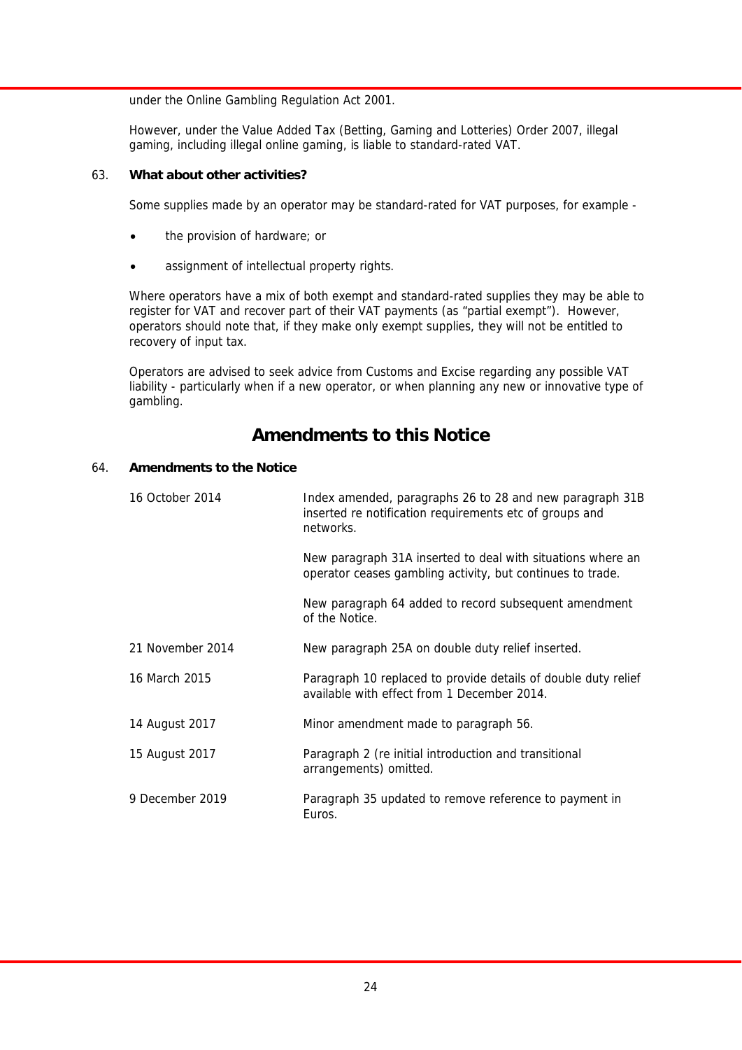under the Online Gambling Regulation Act 2001.

However, under the Value Added Tax (Betting, Gaming and Lotteries) Order 2007, illegal gaming, including illegal online gaming, is liable to standard-rated VAT.

63. **What about other activities?**

Some supplies made by an operator may be standard-rated for VAT purposes, for example -

- the provision of hardware; or
- assignment of intellectual property rights.

Where operators have a mix of both exempt and standard-rated supplies they may be able to register for VAT and recover part of their VAT payments (as "partial exempt"). However, operators should note that, if they make only exempt supplies, they will not be entitled to recovery of input tax.

Operators are advised to seek advice from Customs and Excise regarding any possible VAT liability - particularly when if a new operator, or when planning any new or innovative type of gambling.

## Amendments to this Notice

64. **Amendments to the Notice**

| Date | Amendment |
|---|---|
| 16 October 2014 | Index amended, paragraphs 26 to 28 and new paragraph 31B inserted re notification requirements etc of groups and networks. |
| | New paragraph 31A inserted to deal with situations where an operator ceases gambling activity, but continues to trade. |
| | New paragraph 64 added to record subsequent amendment of the Notice. |
| 21 November 2014 | New paragraph 25A on double duty relief inserted. |
| 16 March 2015 | Paragraph 10 replaced to provide details of double duty relief available with effect from 1 December 2014. |
| 14 August 2017 | Minor amendment made to paragraph 56. |
| 15 August 2017 | Paragraph 2 (re initial introduction and transitional arrangements) omitted. |
| 9 December 2019 | Paragraph 35 updated to remove reference to payment in Euros. |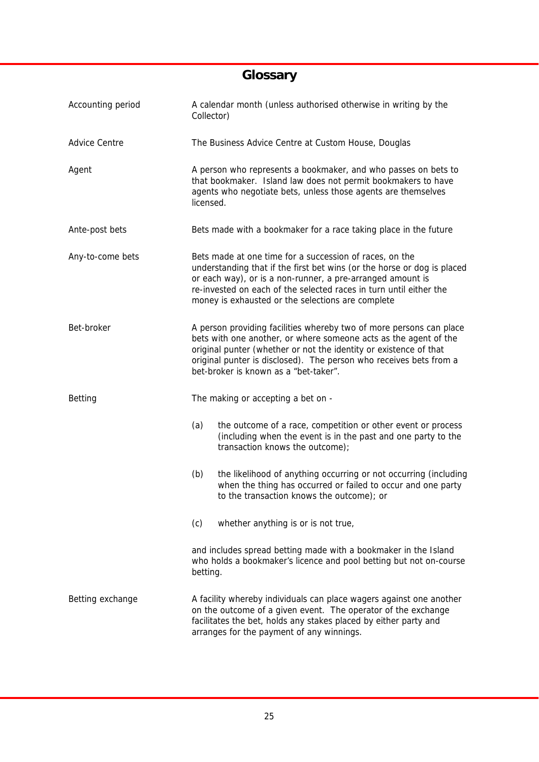# Glossary

| Term | Definition |
| --- | --- |
| Accounting period | A calendar month (unless authorised otherwise in writing by the Collector) |
| Advice Centre | The Business Advice Centre at Custom House, Douglas |
| Agent | A person who represents a bookmaker, and who passes on bets to that bookmaker. Island law does not permit bookmakers to have agents who negotiate bets, unless those agents are themselves licensed. |
| Ante-post bets | Bets made with a bookmaker for a race taking place in the future |
| Any-to-come bets | Bets made at one time for a succession of races, on the understanding that if the first bet wins (or the horse or dog is placed or each way), or is a non-runner, a pre-arranged amount is re-invested on each of the selected races in turn until either the money is exhausted or the selections are complete |
| Bet-broker | A person providing facilities whereby two of more persons can place bets with one another, or where someone acts as the agent of the original punter (whether or not the identity or existence of that original punter is disclosed). The person who receives bets from a bet-broker is known as a "bet-taker". |
| Betting | The making or accepting a bet on - (a) the outcome of a race, competition or other event or process (including when the event is in the past and one party to the transaction knows the outcome); (b) the likelihood of anything occurring or not occurring (including when the thing has occurred or failed to occur and one party to the transaction knows the outcome); or (c) whether anything is or is not true, and includes spread betting made with a bookmaker in the Island who holds a bookmaker's licence and pool betting but not on-course betting. |
| Betting exchange | A facility whereby individuals can place wagers against one another on the outcome of a given event. The operator of the exchange facilitates the bet, holds any stakes placed by either party and arranges for the payment of any winnings. |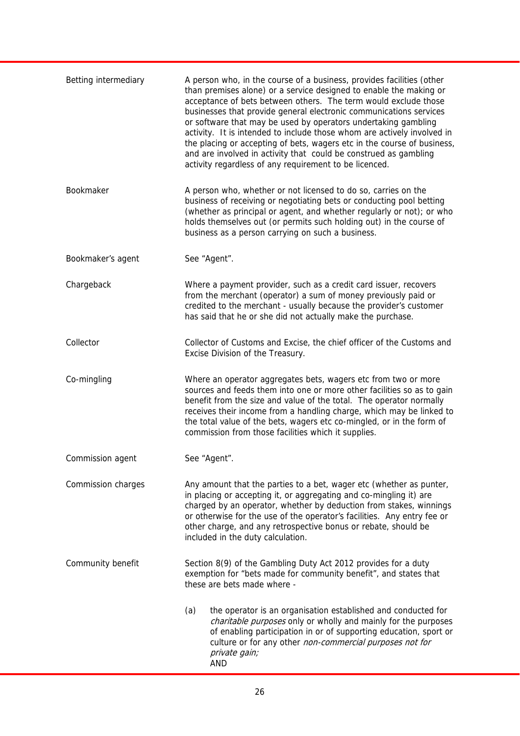| | |
|---|---|
| Betting intermediary | A person who, in the course of a business, provides facilities (other than premises alone) or a service designed to enable the making or acceptance of bets between others. The term would exclude those businesses that provide general electronic communications services or software that may be used by operators undertaking gambling activity. It is intended to include those whom are actively involved in the placing or accepting of bets, wagers etc in the course of business, and are involved in activity that could be construed as gambling activity regardless of any requirement to be licenced. |
| Bookmaker | A person who, whether or not licensed to do so, carries on the business of receiving or negotiating bets or conducting pool betting (whether as principal or agent, and whether regularly or not); or who holds themselves out (or permits such holding out) in the course of business as a person carrying on such a business. |
| Bookmaker's agent | See "Agent". |
| Chargeback | Where a payment provider, such as a credit card issuer, recovers from the merchant (operator) a sum of money previously paid or credited to the merchant - usually because the provider's customer has said that he or she did not actually make the purchase. |
| Collector | Collector of Customs and Excise, the chief officer of the Customs and Excise Division of the Treasury. |
| Co-mingling | Where an operator aggregates bets, wagers etc from two or more sources and feeds them into one or more other facilities so as to gain benefit from the size and value of the total. The operator normally receives their income from a handling charge, which may be linked to the total value of the bets, wagers etc co-mingled, or in the form of commission from those facilities which it supplies. |
| Commission agent | See "Agent". |
| Commission charges | Any amount that the parties to a bet, wager etc (whether as punter, in placing or accepting it, or aggregating and co-mingling it) are charged by an operator, whether by deduction from stakes, winnings or otherwise for the use of the operator's facilities. Any entry fee or other charge, and any retrospective bonus or rebate, should be included in the duty calculation. |
| Community benefit | Section 8(9) of the Gambling Duty Act 2012 provides for a duty exemption for "bets made for community benefit", and states that these are bets made where -<br><br>(a) the operator is an organisation established and conducted for *charitable purposes* only or wholly and mainly for the purposes of enabling participation in or of supporting education, sport or culture or for any other *non-commercial purposes not for private gain;*<br>AND |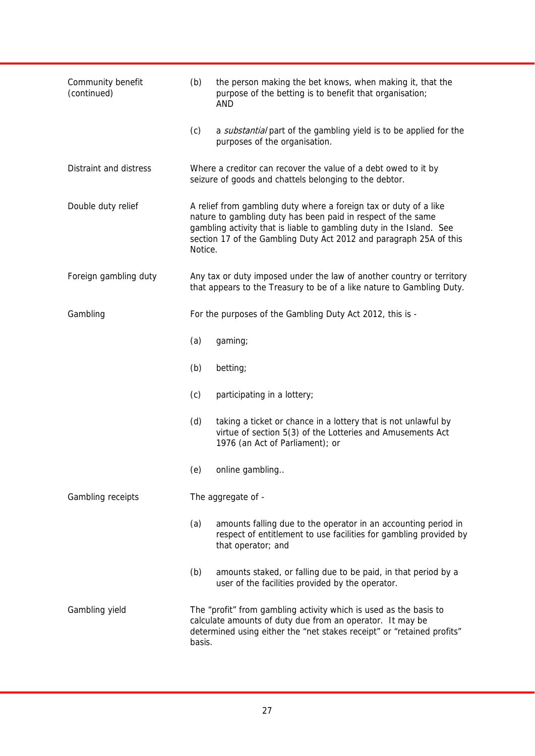| | |
|---|---|
| Community benefit (continued) | (b) the person making the bet knows, when making it, that the purpose of the betting is to benefit that organisation; AND<br><br>(c) a *substantial* part of the gambling yield is to be applied for the purposes of the organisation. |
| Distraint and distress | Where a creditor can recover the value of a debt owed to it by seizure of goods and chattels belonging to the debtor. |
| Double duty relief | A relief from gambling duty where a foreign tax or duty of a like nature to gambling duty has been paid in respect of the same gambling activity that is liable to gambling duty in the Island. See section 17 of the Gambling Duty Act 2012 and paragraph 25A of this Notice. |
| Foreign gambling duty | Any tax or duty imposed under the law of another country or territory that appears to the Treasury to be of a like nature to Gambling Duty. |
| Gambling | For the purposes of the Gambling Duty Act 2012, this is -<br><br>(a) gaming;<br><br>(b) betting;<br><br>(c) participating in a lottery;<br><br>(d) taking a ticket or chance in a lottery that is not unlawful by virtue of section 5(3) of the Lotteries and Amusements Act 1976 (an Act of Parliament); or<br><br>(e) online gambling.. |
| Gambling receipts | The aggregate of -<br><br>(a) amounts falling due to the operator in an accounting period in respect of entitlement to use facilities for gambling provided by that operator; and<br><br>(b) amounts staked, or falling due to be paid, in that period by a user of the facilities provided by the operator. |
| Gambling yield | The "profit" from gambling activity which is used as the basis to calculate amounts of duty due from an operator. It may be determined using either the "net stakes receipt" or "retained profits" basis. |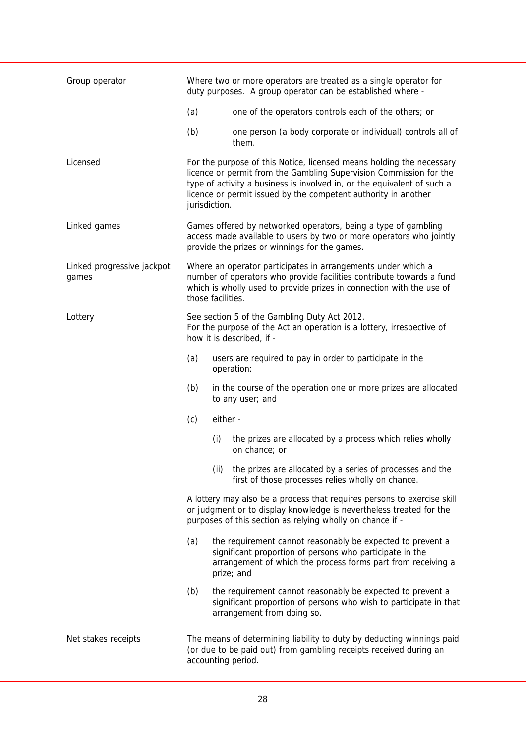**Group operator**

Where two or more operators are treated as a single operator for duty purposes. A group operator can be established where -

(a) one of the operators controls each of the others; or

(b) one person (a body corporate or individual) controls all of them.

**Licensed**

For the purpose of this Notice, licensed means holding the necessary licence or permit from the Gambling Supervision Commission for the type of activity a business is involved in, or the equivalent of such a licence or permit issued by the competent authority in another jurisdiction.

**Linked games**

Games offered by networked operators, being a type of gambling access made available to users by two or more operators who jointly provide the prizes or winnings for the games.

**Linked progressive jackpot games**

Where an operator participates in arrangements under which a number of operators who provide facilities contribute towards a fund which is wholly used to provide prizes in connection with the use of those facilities.

**Lottery**

See section 5 of the Gambling Duty Act 2012.
For the purpose of the Act an operation is a lottery, irrespective of how it is described, if -

(a) users are required to pay in order to participate in the operation;

(b) in the course of the operation one or more prizes are allocated to any user; and

(c) either -

  (i) the prizes are allocated by a process which relies wholly on chance; or

  (ii) the prizes are allocated by a series of processes and the first of those processes relies wholly on chance.

A lottery may also be a process that requires persons to exercise skill or judgment or to display knowledge is nevertheless treated for the purposes of this section as relying wholly on chance if -

(a) the requirement cannot reasonably be expected to prevent a significant proportion of persons who participate in the arrangement of which the process forms part from receiving a prize; and

(b) the requirement cannot reasonably be expected to prevent a significant proportion of persons who wish to participate in that arrangement from doing so.

**Net stakes receipts**

The means of determining liability to duty by deducting winnings paid (or due to be paid out) from gambling receipts received during an accounting period.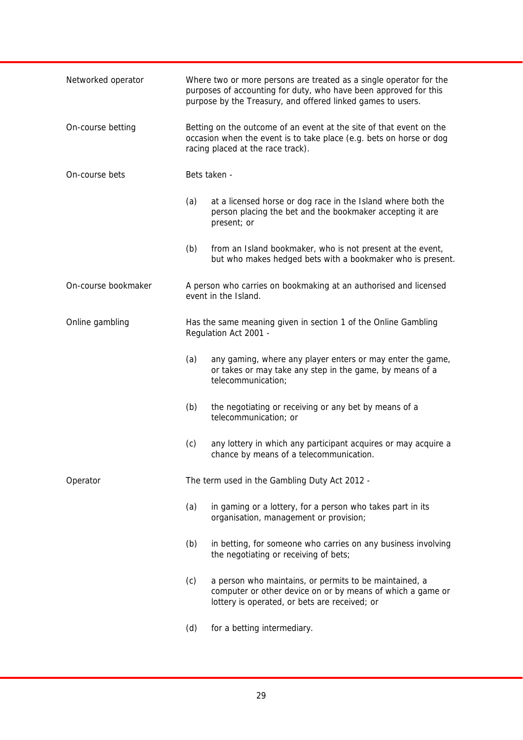| | |
|---|---|
| Networked operator | Where two or more persons are treated as a single operator for the purposes of accounting for duty, who have been approved for this purpose by the Treasury, and offered linked games to users. |
| On-course betting | Betting on the outcome of an event at the site of that event on the occasion when the event is to take place (e.g. bets on horse or dog racing placed at the race track). |
| On-course bets | Bets taken -<br><br>(a) at a licensed horse or dog race in the Island where both the person placing the bet and the bookmaker accepting it are present; or<br><br>(b) from an Island bookmaker, who is not present at the event, but who makes hedged bets with a bookmaker who is present. |
| On-course bookmaker | A person who carries on bookmaking at an authorised and licensed event in the Island. |
| Online gambling | Has the same meaning given in section 1 of the Online Gambling Regulation Act 2001 -<br><br>(a) any gaming, where any player enters or may enter the game, or takes or may take any step in the game, by means of a telecommunication;<br><br>(b) the negotiating or receiving or any bet by means of a telecommunication; or<br><br>(c) any lottery in which any participant acquires or may acquire a chance by means of a telecommunication. |
| Operator | The term used in the Gambling Duty Act 2012 -<br><br>(a) in gaming or a lottery, for a person who takes part in its organisation, management or provision;<br><br>(b) in betting, for someone who carries on any business involving the negotiating or receiving of bets;<br><br>(c) a person who maintains, or permits to be maintained, a computer or other device on or by means of which a game or lottery is operated, or bets are received; or<br><br>(d) for a betting intermediary. |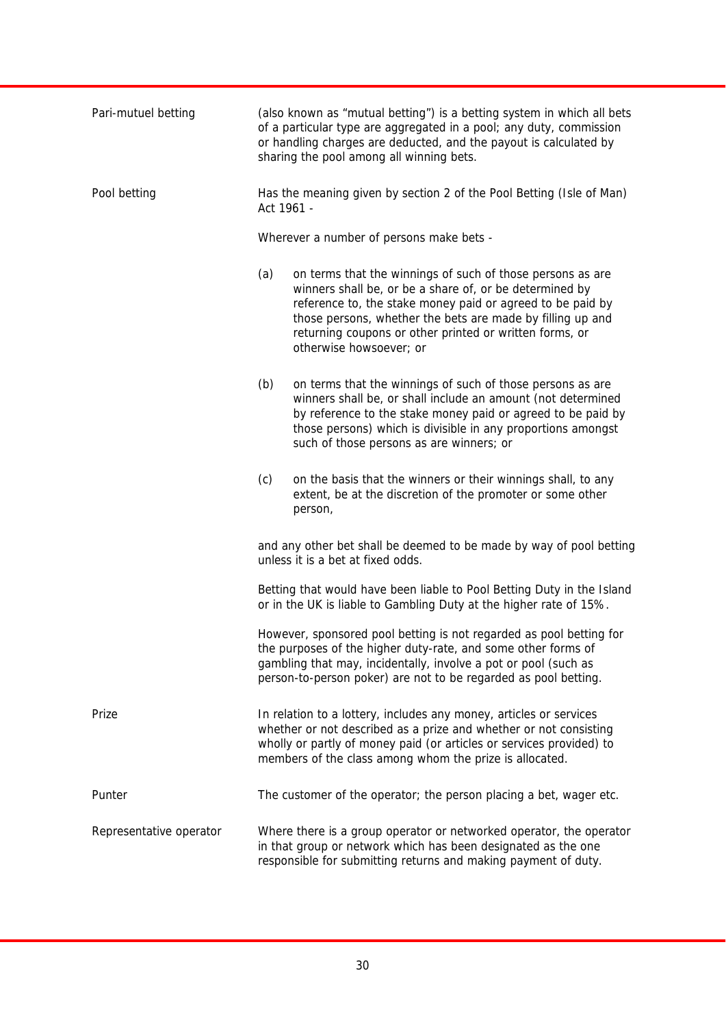| | |
|---|---|
| Pari-mutuel betting | (also known as "mutual betting") is a betting system in which all bets of a particular type are aggregated in a pool; any duty, commission or handling charges are deducted, and the payout is calculated by sharing the pool among all winning bets. |
| Pool betting | Has the meaning given by section 2 of the Pool Betting (Isle of Man) Act 1961 - <br><br> Wherever a number of persons make bets - <br><br> (a) on terms that the winnings of such of those persons as are winners shall be, or be a share of, or be determined by reference to, the stake money paid or agreed to be paid by those persons, whether the bets are made by filling up and returning coupons or other printed or written forms, or otherwise howsoever; or <br><br> (b) on terms that the winnings of such of those persons as are winners shall be, or shall include an amount (not determined by reference to the stake money paid or agreed to be paid by those persons) which is divisible in any proportions amongst such of those persons as are winners; or <br><br> (c) on the basis that the winners or their winnings shall, to any extent, be at the discretion of the promoter or some other person, <br><br> and any other bet shall be deemed to be made by way of pool betting unless it is a bet at fixed odds. <br><br> Betting that would have been liable to Pool Betting Duty in the Island or in the UK is liable to Gambling Duty at the higher rate of 15%. <br><br> However, sponsored pool betting is not regarded as pool betting for the purposes of the higher duty-rate, and some other forms of gambling that may, incidentally, involve a pot or pool (such as person-to-person poker) are not to be regarded as pool betting. |
| Prize | In relation to a lottery, includes any money, articles or services whether or not described as a prize and whether or not consisting wholly or partly of money paid (or articles or services provided) to members of the class among whom the prize is allocated. |
| Punter | The customer of the operator; the person placing a bet, wager etc. |
| Representative operator | Where there is a group operator or networked operator, the operator in that group or network which has been designated as the one responsible for submitting returns and making payment of duty. |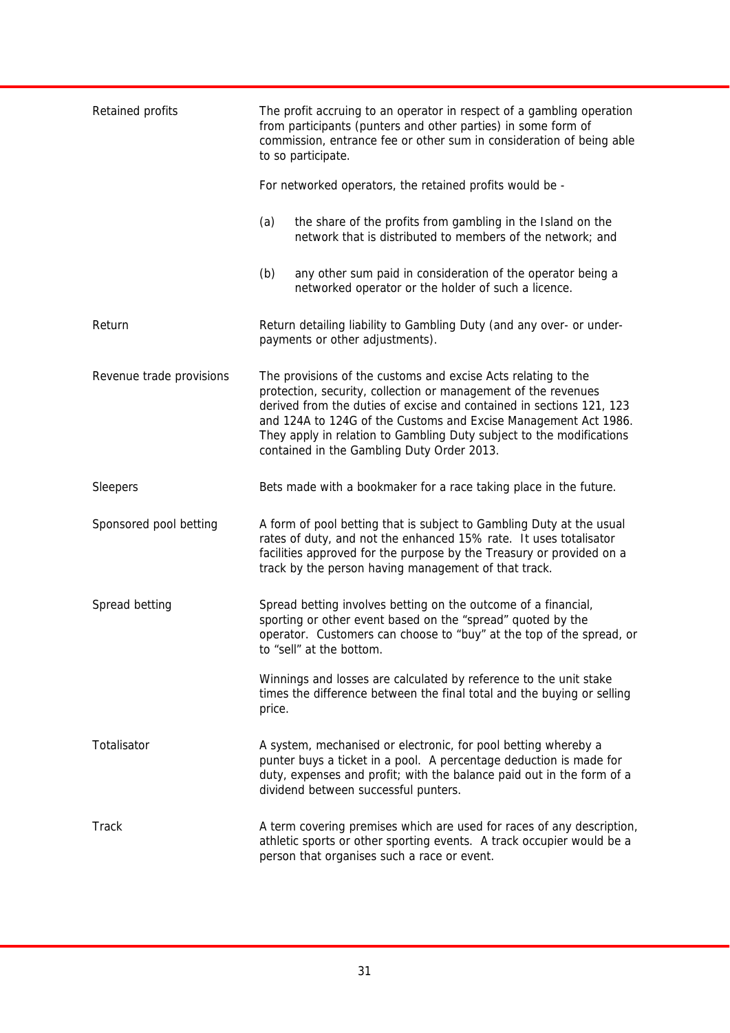| | |
|---|---|
| Retained profits | The profit accruing to an operator in respect of a gambling operation from participants (punters and other parties) in some form of commission, entrance fee or other sum in consideration of being able to so participate.<br><br>For networked operators, the retained profits would be -<br><br>(a) the share of the profits from gambling in the Island on the network that is distributed to members of the network; and<br><br>(b) any other sum paid in consideration of the operator being a networked operator or the holder of such a licence. |
| Return | Return detailing liability to Gambling Duty (and any over- or under-payments or other adjustments). |
| Revenue trade provisions | The provisions of the customs and excise Acts relating to the protection, security, collection or management of the revenues derived from the duties of excise and contained in sections 121, 123 and 124A to 124G of the Customs and Excise Management Act 1986. They apply in relation to Gambling Duty subject to the modifications contained in the Gambling Duty Order 2013. |
| Sleepers | Bets made with a bookmaker for a race taking place in the future. |
| Sponsored pool betting | A form of pool betting that is subject to Gambling Duty at the usual rates of duty, and not the enhanced 15% rate. It uses totalisator facilities approved for the purpose by the Treasury or provided on a track by the person having management of that track. |
| Spread betting | Spread betting involves betting on the outcome of a financial, sporting or other event based on the "spread" quoted by the operator. Customers can choose to "buy" at the top of the spread, or to "sell" at the bottom.<br><br>Winnings and losses are calculated by reference to the unit stake times the difference between the final total and the buying or selling price. |
| Totalisator | A system, mechanised or electronic, for pool betting whereby a punter buys a ticket in a pool. A percentage deduction is made for duty, expenses and profit; with the balance paid out in the form of a dividend between successful punters. |
| Track | A term covering premises which are used for races of any description, athletic sports or other sporting events. A track occupier would be a person that organises such a race or event. |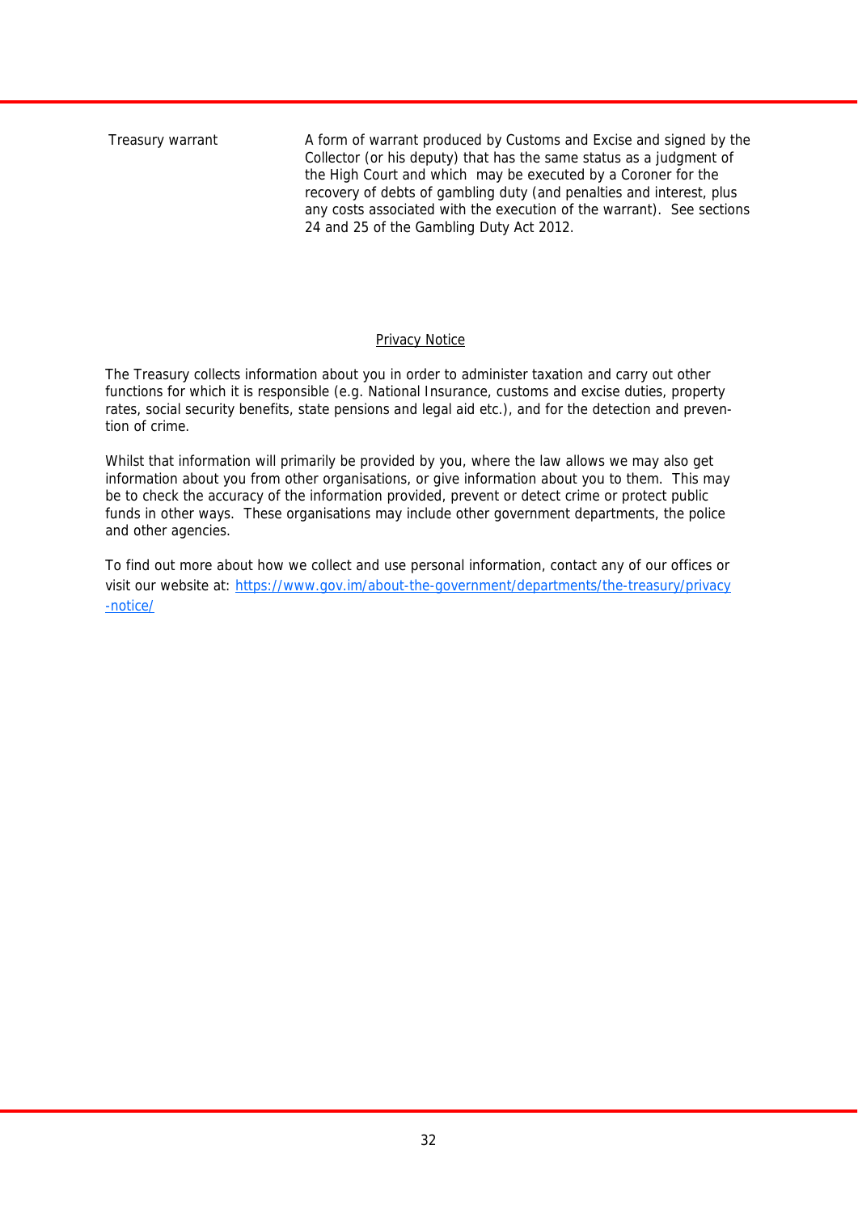| | |
|---|---|
| Treasury warrant | A form of warrant produced by Customs and Excise and signed by the Collector (or his deputy) that has the same status as a judgment of the High Court and which may be executed by a Coroner for the recovery of debts of gambling duty (and penalties and interest, plus any costs associated with the execution of the warrant). See sections 24 and 25 of the Gambling Duty Act 2012. |

## Privacy Notice

The Treasury collects information about you in order to administer taxation and carry out other functions for which it is responsible (e.g. National Insurance, customs and excise duties, property rates, social security benefits, state pensions and legal aid etc.), and for the detection and prevention of crime.

Whilst that information will primarily be provided by you, where the law allows we may also get information about you from other organisations, or give information about you to them. This may be to check the accuracy of the information provided, prevent or detect crime or protect public funds in other ways. These organisations may include other government departments, the police and other agencies.

To find out more about how we collect and use personal information, contact any of our offices or visit our website at: [https://www.gov.im/about-the-government/departments/the-treasury/privacy-notice/](https://www.gov.im/about-the-government/departments/the-treasury/privacy-notice/)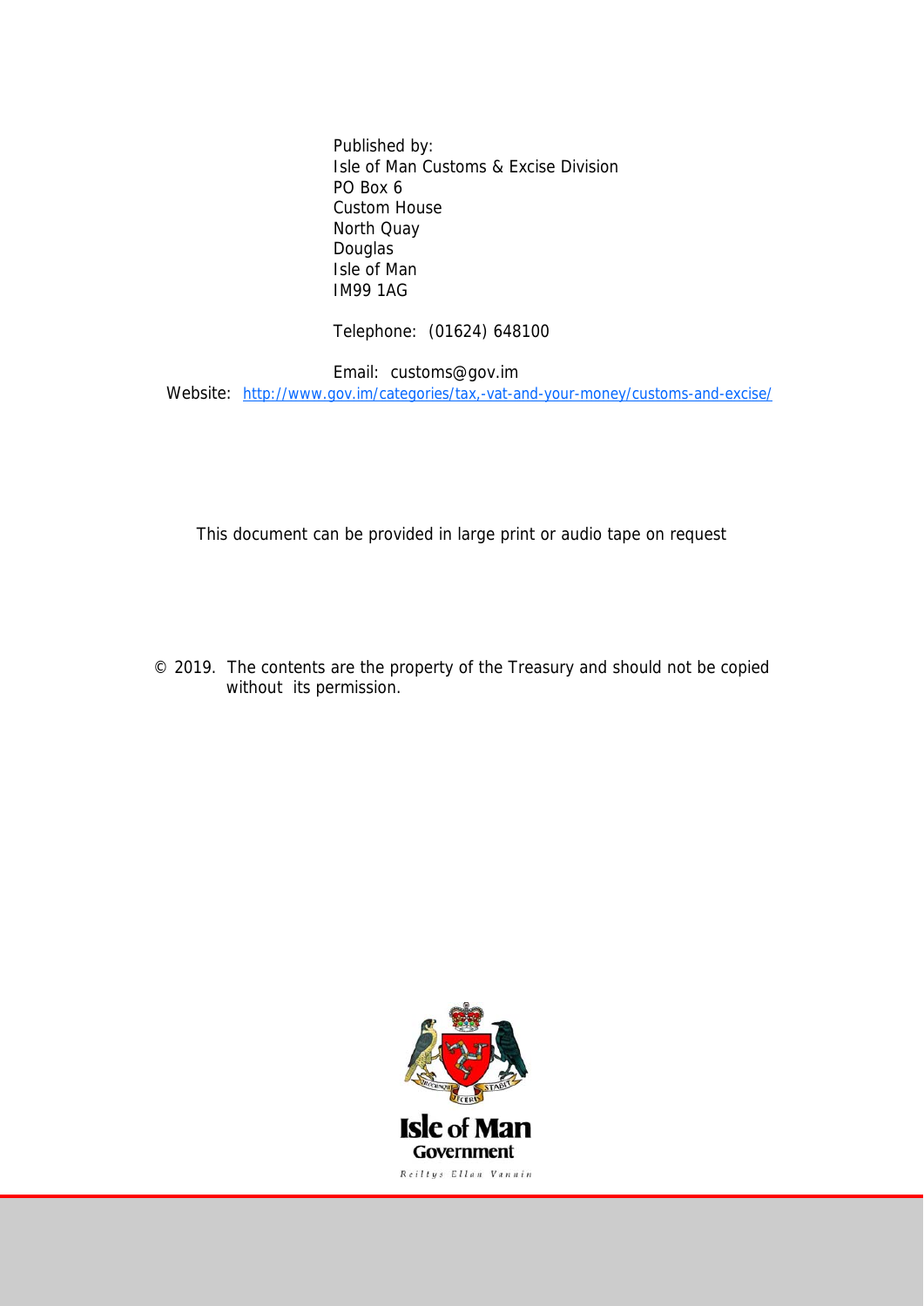Published by:
Isle of Man Customs & Excise Division
PO Box 6
Custom House
North Quay
Douglas
Isle of Man
IM99 1AG

Telephone: (01624) 648100

Email: customs@gov.im
Website: http://www.gov.im/categories/tax,-vat-and-your-money/customs-and-excise/

This document can be provided in large print or audio tape on request

© 2019. The contents are the property of the Treasury and should not be copied without its permission.

Isle of Man Government

Reiltys Ellan Vannin